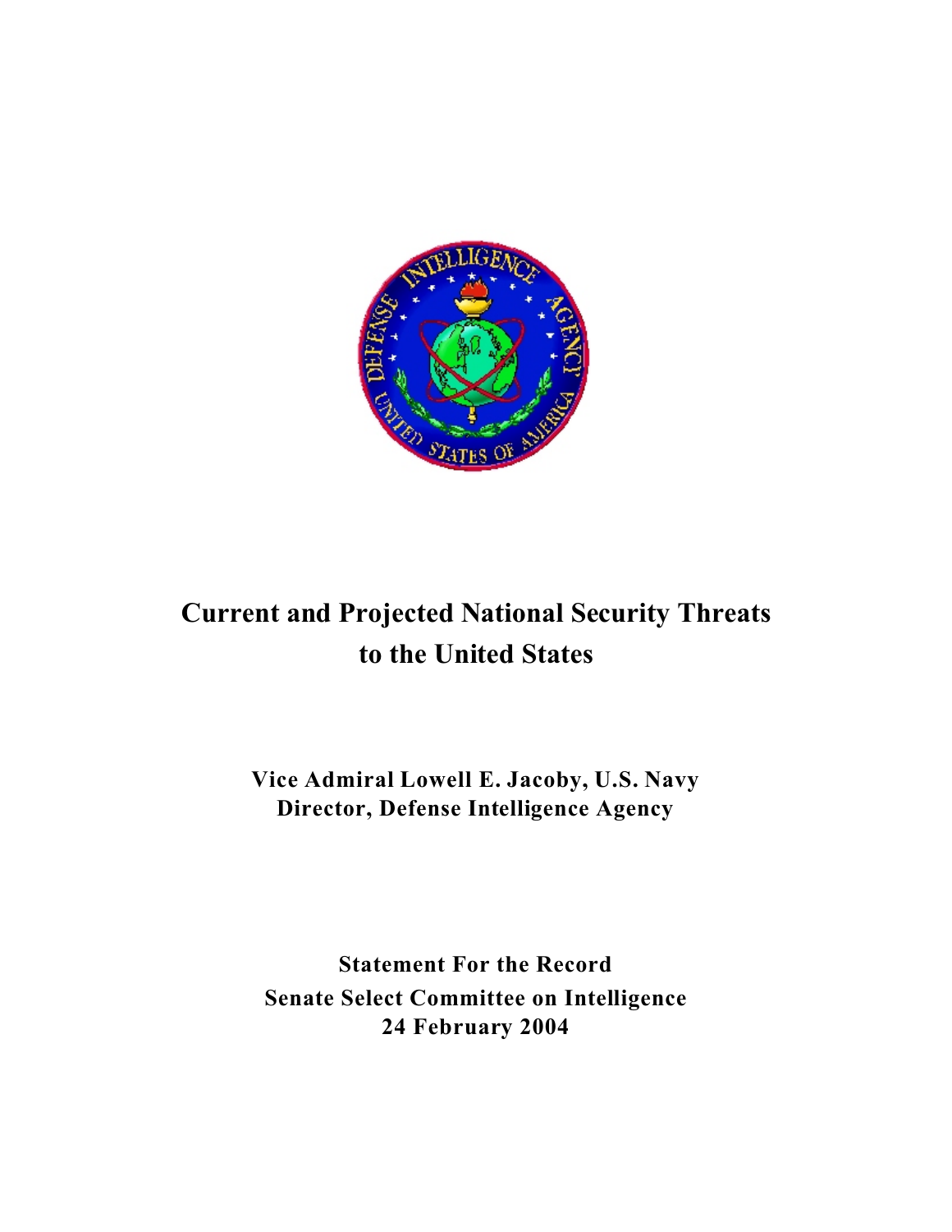# Current and Projected National Security Threats to the United States

**Vice Admiral Lowell E. Jacoby, U.S. Navy**
**Director, Defense Intelligence Agency**

**Statement For the Record**
**Senate Select Committee on Intelligence**
**24 February 2004**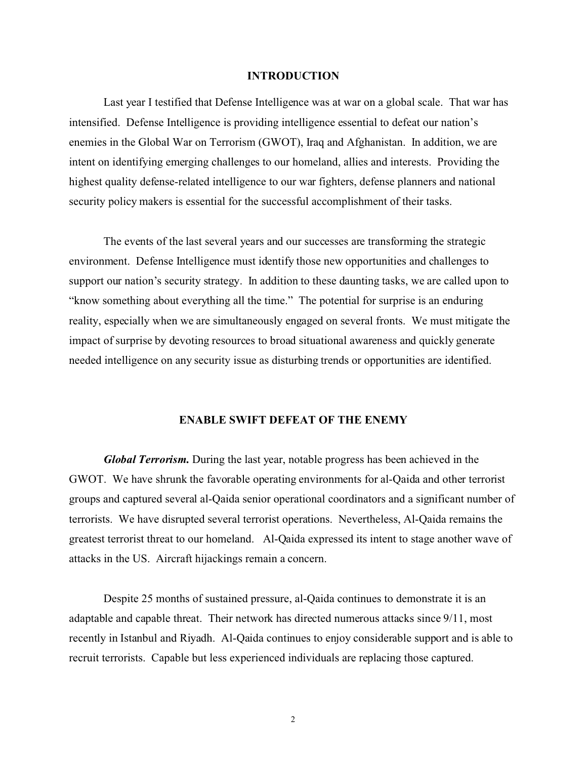## INTRODUCTION

Last year I testified that Defense Intelligence was at war on a global scale. That war has intensified. Defense Intelligence is providing intelligence essential to defeat our nation's enemies in the Global War on Terrorism (GWOT), Iraq and Afghanistan. In addition, we are intent on identifying emerging challenges to our homeland, allies and interests. Providing the highest quality defense-related intelligence to our war fighters, defense planners and national security policy makers is essential for the successful accomplishment of their tasks.

The events of the last several years and our successes are transforming the strategic environment. Defense Intelligence must identify those new opportunities and challenges to support our nation's security strategy. In addition to these daunting tasks, we are called upon to "know something about everything all the time." The potential for surprise is an enduring reality, especially when we are simultaneously engaged on several fronts. We must mitigate the impact of surprise by devoting resources to broad situational awareness and quickly generate needed intelligence on any security issue as disturbing trends or opportunities are identified.

## ENABLE SWIFT DEFEAT OF THE ENEMY

***Global Terrorism.*** During the last year, notable progress has been achieved in the GWOT. We have shrunk the favorable operating environments for al-Qaida and other terrorist groups and captured several al-Qaida senior operational coordinators and a significant number of terrorists. We have disrupted several terrorist operations. Nevertheless, Al-Qaida remains the greatest terrorist threat to our homeland. Al-Qaida expressed its intent to stage another wave of attacks in the US. Aircraft hijackings remain a concern.

Despite 25 months of sustained pressure, al-Qaida continues to demonstrate it is an adaptable and capable threat. Their network has directed numerous attacks since 9/11, most recently in Istanbul and Riyadh. Al-Qaida continues to enjoy considerable support and is able to recruit terrorists. Capable but less experienced individuals are replacing those captured.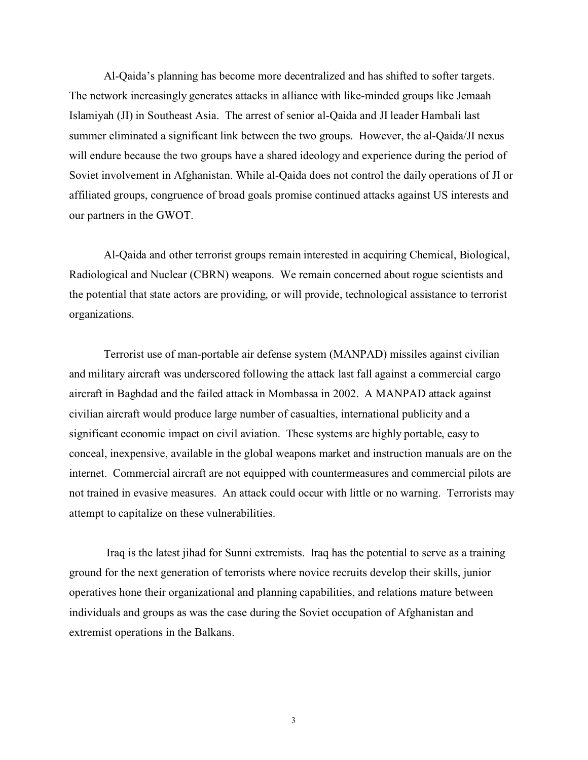Al-Qaida's planning has become more decentralized and has shifted to softer targets. The network increasingly generates attacks in alliance with like-minded groups like Jemaah Islamiyah (JI) in Southeast Asia. The arrest of senior al-Qaida and JI leader Hambali last summer eliminated a significant link between the two groups. However, the al-Qaida/JI nexus will endure because the two groups have a shared ideology and experience during the period of Soviet involvement in Afghanistan. While al-Qaida does not control the daily operations of JI or affiliated groups, congruence of broad goals promise continued attacks against US interests and our partners in the GWOT.

Al-Qaida and other terrorist groups remain interested in acquiring Chemical, Biological, Radiological and Nuclear (CBRN) weapons. We remain concerned about rogue scientists and the potential that state actors are providing, or will provide, technological assistance to terrorist organizations.

Terrorist use of man-portable air defense system (MANPAD) missiles against civilian and military aircraft was underscored following the attack last fall against a commercial cargo aircraft in Baghdad and the failed attack in Mombassa in 2002. A MANPAD attack against civilian aircraft would produce large number of casualties, international publicity and a significant economic impact on civil aviation. These systems are highly portable, easy to conceal, inexpensive, available in the global weapons market and instruction manuals are on the internet. Commercial aircraft are not equipped with countermeasures and commercial pilots are not trained in evasive measures. An attack could occur with little or no warning. Terrorists may attempt to capitalize on these vulnerabilities.

Iraq is the latest jihad for Sunni extremists. Iraq has the potential to serve as a training ground for the next generation of terrorists where novice recruits develop their skills, junior operatives hone their organizational and planning capabilities, and relations mature between individuals and groups as was the case during the Soviet occupation of Afghanistan and extremist operations in the Balkans.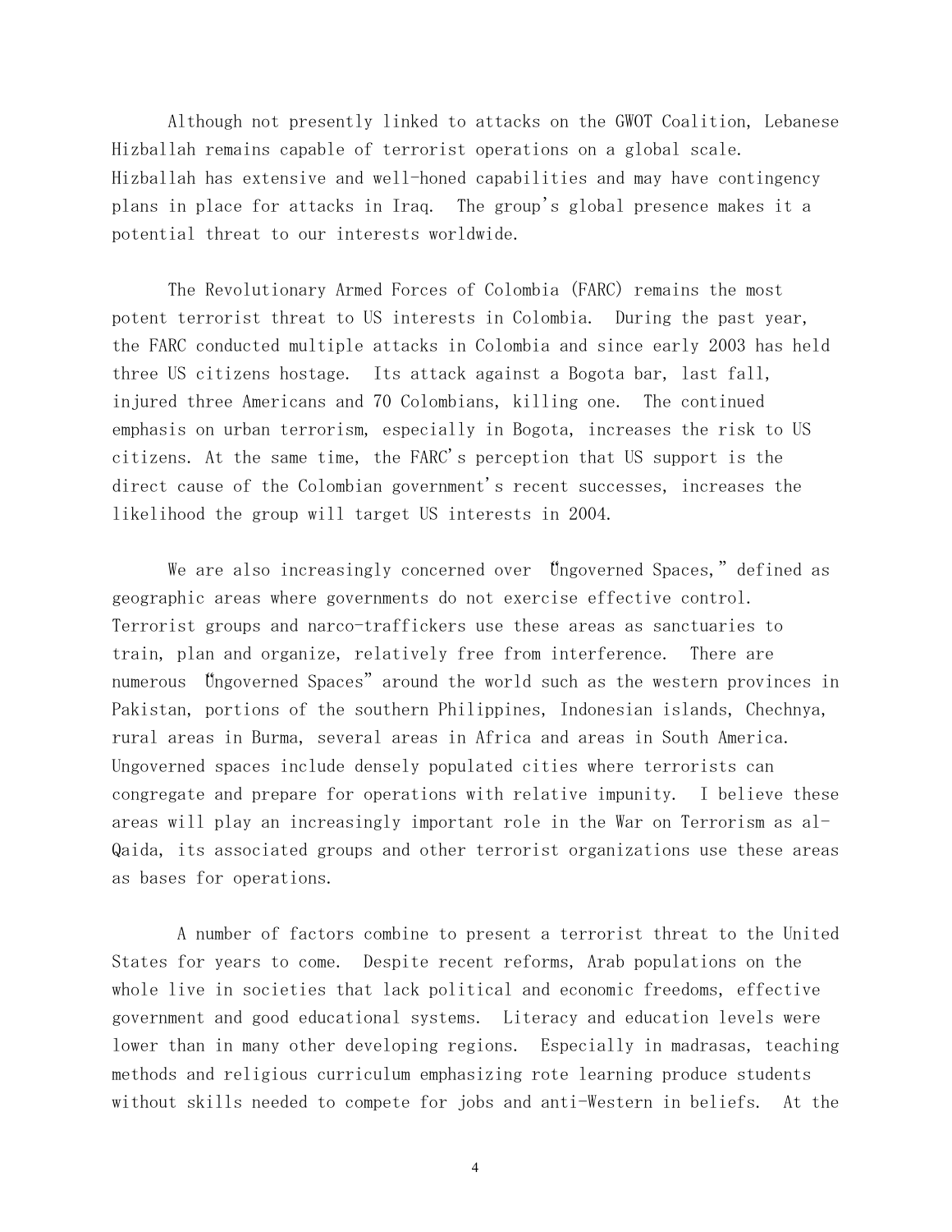Although not presently linked to attacks on the GWOT Coalition, Lebanese Hizballah remains capable of terrorist operations on a global scale. Hizballah has extensive and well-honed capabilities and may have contingency plans in place for attacks in Iraq. The group's global presence makes it a potential threat to our interests worldwide.

The Revolutionary Armed Forces of Colombia (FARC) remains the most potent terrorist threat to US interests in Colombia. During the past year, the FARC conducted multiple attacks in Colombia and since early 2003 has held three US citizens hostage. Its attack against a Bogota bar, last fall, injured three Americans and 70 Colombians, killing one. The continued emphasis on urban terrorism, especially in Bogota, increases the risk to US citizens. At the same time, the FARC's perception that US support is the direct cause of the Colombian government's recent successes, increases the likelihood the group will target US interests in 2004.

We are also increasingly concerned over "Ungoverned Spaces," defined as geographic areas where governments do not exercise effective control. Terrorist groups and narco-traffickers use these areas as sanctuaries to train, plan and organize, relatively free from interference. There are numerous "Ungoverned Spaces" around the world such as the western provinces in Pakistan, portions of the southern Philippines, Indonesian islands, Chechnya, rural areas in Burma, several areas in Africa and areas in South America. Ungoverned spaces include densely populated cities where terrorists can congregate and prepare for operations with relative impunity. I believe these areas will play an increasingly important role in the War on Terrorism as al-Qaida, its associated groups and other terrorist organizations use these areas as bases for operations.

A number of factors combine to present a terrorist threat to the United States for years to come. Despite recent reforms, Arab populations on the whole live in societies that lack political and economic freedoms, effective government and good educational systems. Literacy and education levels were lower than in many other developing regions. Especially in madrasas, teaching methods and religious curriculum emphasizing rote learning produce students without skills needed to compete for jobs and anti-Western in beliefs. At the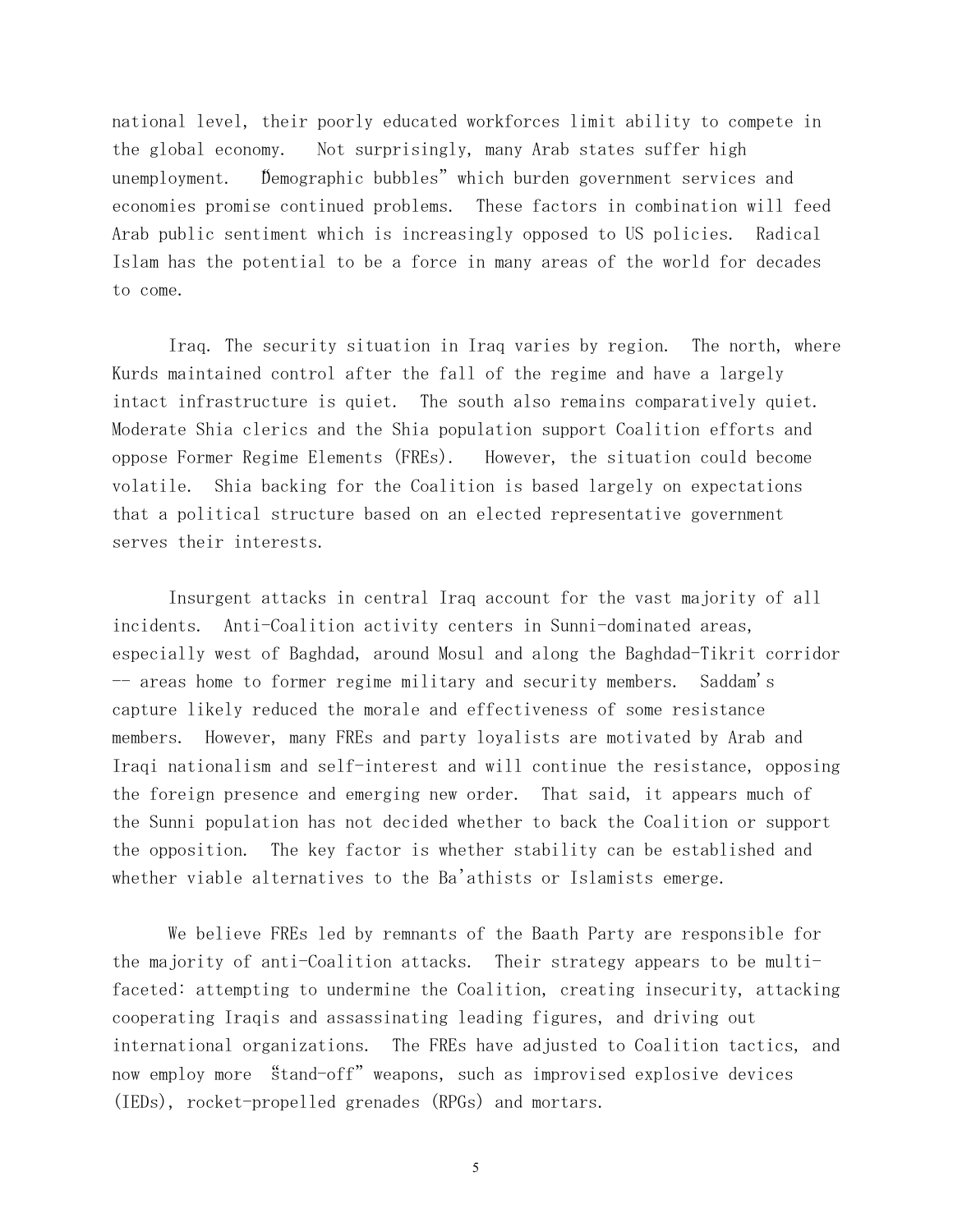national level, their poorly educated workforces limit ability to compete in the global economy. Not surprisingly, many Arab states suffer high unemployment. "Demographic bubbles" which burden government services and economies promise continued problems. These factors in combination will feed Arab public sentiment which is increasingly opposed to US policies. Radical Islam has the potential to be a force in many areas of the world for decades to come.

Iraq. The security situation in Iraq varies by region. The north, where Kurds maintained control after the fall of the regime and have a largely intact infrastructure is quiet. The south also remains comparatively quiet. Moderate Shia clerics and the Shia population support Coalition efforts and oppose Former Regime Elements (FREs). However, the situation could become volatile. Shia backing for the Coalition is based largely on expectations that a political structure based on an elected representative government serves their interests.

Insurgent attacks in central Iraq account for the vast majority of all incidents. Anti-Coalition activity centers in Sunni-dominated areas, especially west of Baghdad, around Mosul and along the Baghdad-Tikrit corridor -- areas home to former regime military and security members. Saddam's capture likely reduced the morale and effectiveness of some resistance members. However, many FREs and party loyalists are motivated by Arab and Iraqi nationalism and self-interest and will continue the resistance, opposing the foreign presence and emerging new order. That said, it appears much of the Sunni population has not decided whether to back the Coalition or support the opposition. The key factor is whether stability can be established and whether viable alternatives to the Ba'athists or Islamists emerge.

We believe FREs led by remnants of the Baath Party are responsible for the majority of anti-Coalition attacks. Their strategy appears to be multi-faceted: attempting to undermine the Coalition, creating insecurity, attacking cooperating Iraqis and assassinating leading figures, and driving out international organizations. The FREs have adjusted to Coalition tactics, and now employ more "stand-off" weapons, such as improvised explosive devices (IEDs), rocket-propelled grenades (RPGs) and mortars.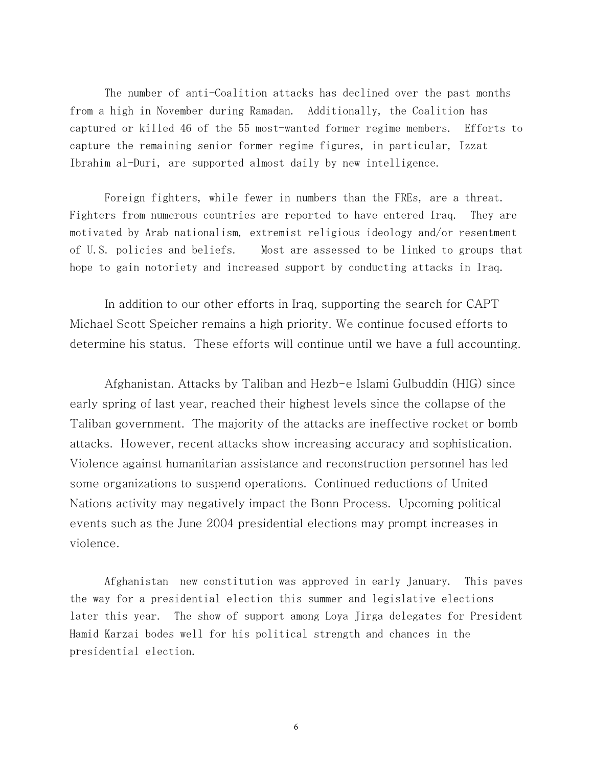The number of anti-Coalition attacks has declined over the past months from a high in November during Ramadan. Additionally, the Coalition has captured or killed 46 of the 55 most-wanted former regime members. Efforts to capture the remaining senior former regime figures, in particular, Izzat Ibrahim al-Duri, are supported almost daily by new intelligence.

Foreign fighters, while fewer in numbers than the FREs, are a threat. Fighters from numerous countries are reported to have entered Iraq. They are motivated by Arab nationalism, extremist religious ideology and/or resentment of U.S. policies and beliefs. Most are assessed to be linked to groups that hope to gain notoriety and increased support by conducting attacks in Iraq.

In addition to our other efforts in Iraq, supporting the search for CAPT Michael Scott Speicher remains a high priority. We continue focused efforts to determine his status. These efforts will continue until we have a full accounting.

Afghanistan. Attacks by Taliban and Hezb-e Islami Gulbuddin (HIG) since early spring of last year, reached their highest levels since the collapse of the Taliban government. The majority of the attacks are ineffective rocket or bomb attacks. However, recent attacks show increasing accuracy and sophistication. Violence against humanitarian assistance and reconstruction personnel has led some organizations to suspend operations. Continued reductions of United Nations activity may negatively impact the Bonn Process. Upcoming political events such as the June 2004 presidential elections may prompt increases in violence.

Afghanistan new constitution was approved in early January. This paves the way for a presidential election this summer and legislative elections later this year. The show of support among Loya Jirga delegates for President Hamid Karzai bodes well for his political strength and chances in the presidential election.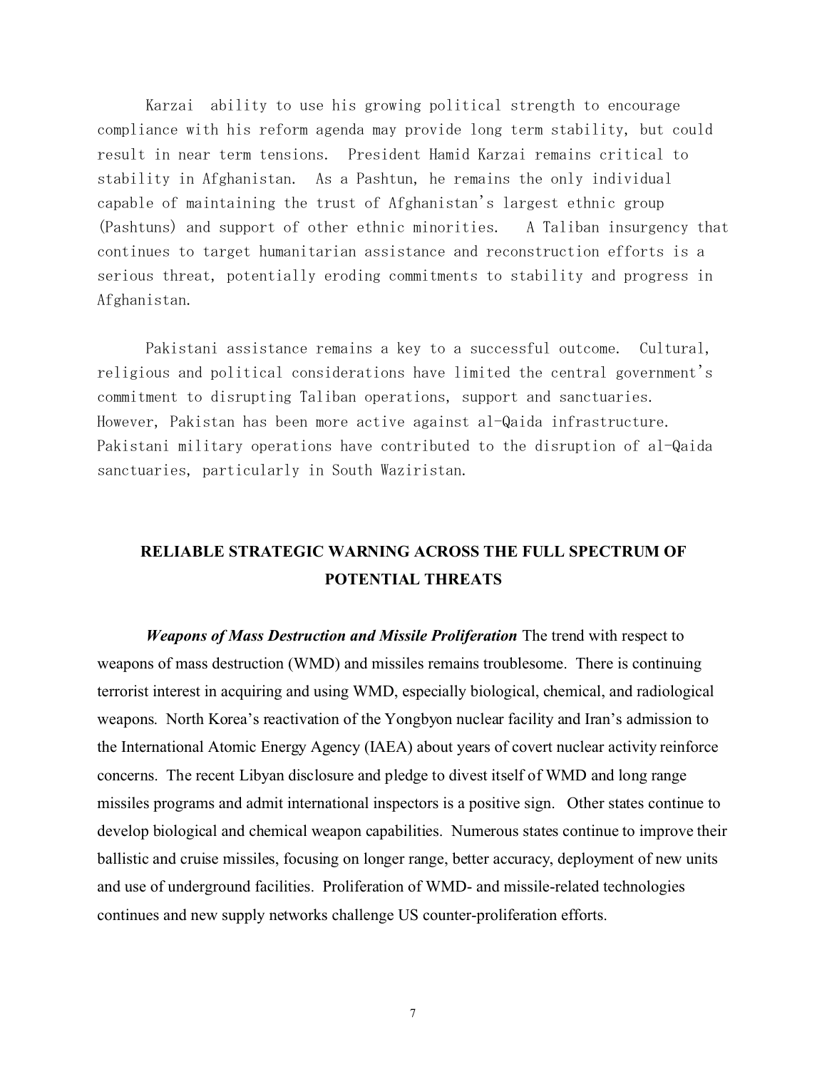Karzai ability to use his growing political strength to encourage compliance with his reform agenda may provide long term stability, but could result in near term tensions. President Hamid Karzai remains critical to stability in Afghanistan. As a Pashtun, he remains the only individual capable of maintaining the trust of Afghanistan's largest ethnic group (Pashtuns) and support of other ethnic minorities. A Taliban insurgency that continues to target humanitarian assistance and reconstruction efforts is a serious threat, potentially eroding commitments to stability and progress in Afghanistan.

Pakistani assistance remains a key to a successful outcome. Cultural, religious and political considerations have limited the central government's commitment to disrupting Taliban operations, support and sanctuaries. However, Pakistan has been more active against al-Qaida infrastructure. Pakistani military operations have contributed to the disruption of al-Qaida sanctuaries, particularly in South Waziristan.

## RELIABLE STRATEGIC WARNING ACROSS THE FULL SPECTRUM OF POTENTIAL THREATS

***Weapons of Mass Destruction and Missile Proliferation*** The trend with respect to weapons of mass destruction (WMD) and missiles remains troublesome. There is continuing terrorist interest in acquiring and using WMD, especially biological, chemical, and radiological weapons. North Korea's reactivation of the Yongbyon nuclear facility and Iran's admission to the International Atomic Energy Agency (IAEA) about years of covert nuclear activity reinforce concerns. The recent Libyan disclosure and pledge to divest itself of WMD and long range missiles programs and admit international inspectors is a positive sign. Other states continue to develop biological and chemical weapon capabilities. Numerous states continue to improve their ballistic and cruise missiles, focusing on longer range, better accuracy, deployment of new units and use of underground facilities. Proliferation of WMD- and missile-related technologies continues and new supply networks challenge US counter-proliferation efforts.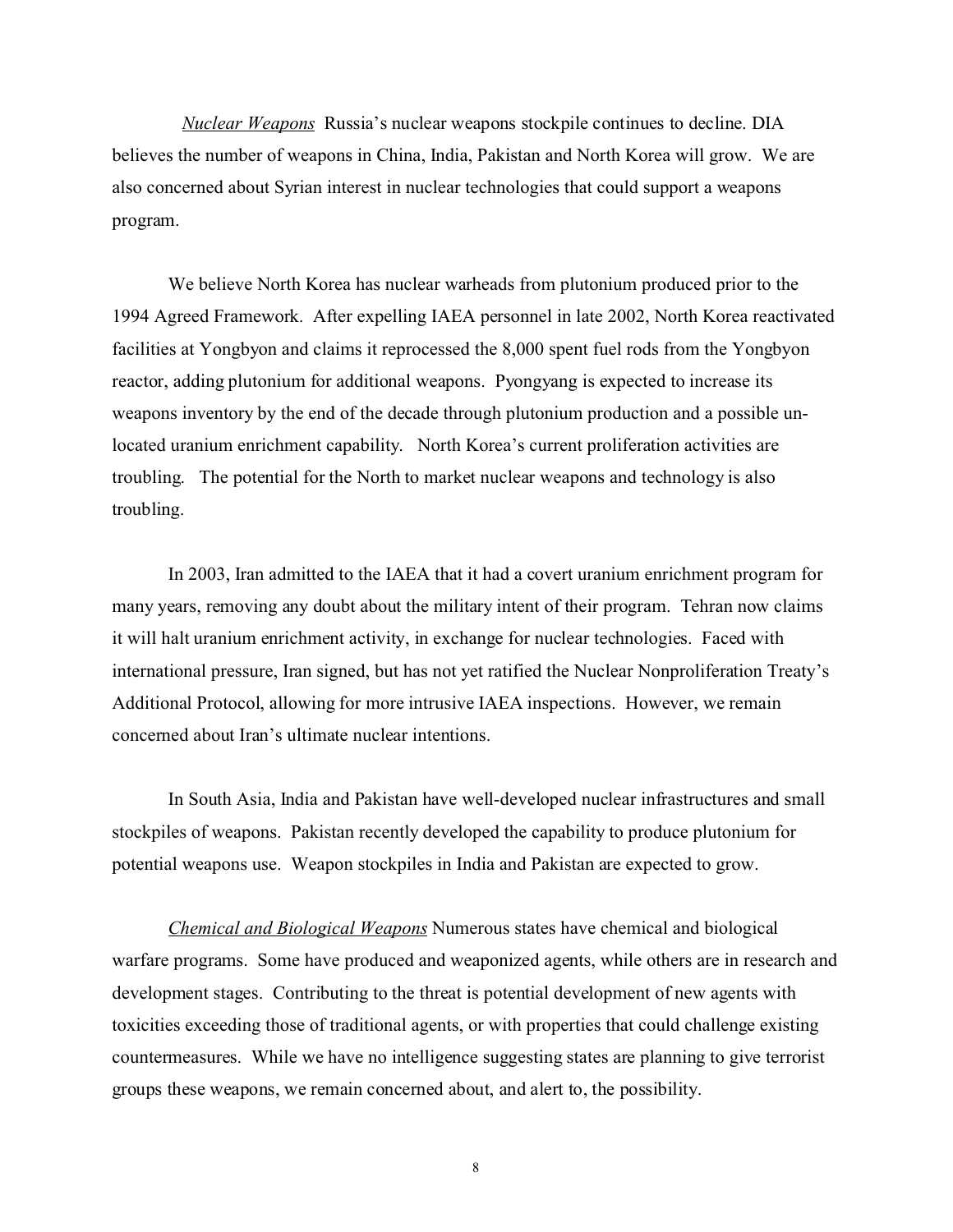*Nuclear Weapons* Russia's nuclear weapons stockpile continues to decline. DIA believes the number of weapons in China, India, Pakistan and North Korea will grow. We are also concerned about Syrian interest in nuclear technologies that could support a weapons program.

We believe North Korea has nuclear warheads from plutonium produced prior to the 1994 Agreed Framework. After expelling IAEA personnel in late 2002, North Korea reactivated facilities at Yongbyon and claims it reprocessed the 8,000 spent fuel rods from the Yongbyon reactor, adding plutonium for additional weapons. Pyongyang is expected to increase its weapons inventory by the end of the decade through plutonium production and a possible un-located uranium enrichment capability. North Korea's current proliferation activities are troubling. The potential for the North to market nuclear weapons and technology is also troubling.

In 2003, Iran admitted to the IAEA that it had a covert uranium enrichment program for many years, removing any doubt about the military intent of their program. Tehran now claims it will halt uranium enrichment activity, in exchange for nuclear technologies. Faced with international pressure, Iran signed, but has not yet ratified the Nuclear Nonproliferation Treaty's Additional Protocol, allowing for more intrusive IAEA inspections. However, we remain concerned about Iran's ultimate nuclear intentions.

In South Asia, India and Pakistan have well-developed nuclear infrastructures and small stockpiles of weapons. Pakistan recently developed the capability to produce plutonium for potential weapons use. Weapon stockpiles in India and Pakistan are expected to grow.

*Chemical and Biological Weapons* Numerous states have chemical and biological warfare programs. Some have produced and weaponized agents, while others are in research and development stages. Contributing to the threat is potential development of new agents with toxicities exceeding those of traditional agents, or with properties that could challenge existing countermeasures. While we have no intelligence suggesting states are planning to give terrorist groups these weapons, we remain concerned about, and alert to, the possibility.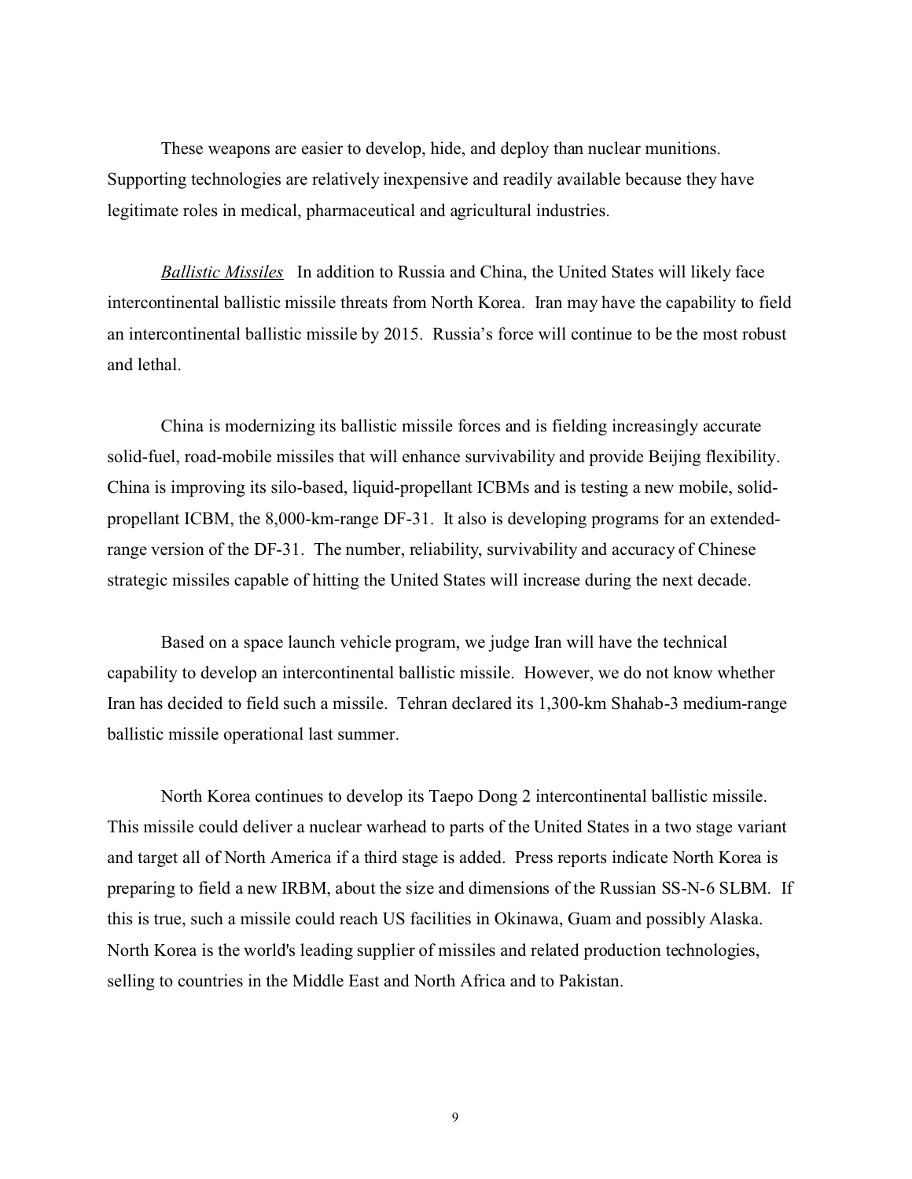These weapons are easier to develop, hide, and deploy than nuclear munitions. Supporting technologies are relatively inexpensive and readily available because they have legitimate roles in medical, pharmaceutical and agricultural industries.

_Ballistic Missiles_ In addition to Russia and China, the United States will likely face intercontinental ballistic missile threats from North Korea. Iran may have the capability to field an intercontinental ballistic missile by 2015. Russia's force will continue to be the most robust and lethal.

China is modernizing its ballistic missile forces and is fielding increasingly accurate solid-fuel, road-mobile missiles that will enhance survivability and provide Beijing flexibility. China is improving its silo-based, liquid-propellant ICBMs and is testing a new mobile, solid-propellant ICBM, the 8,000-km-range DF-31. It also is developing programs for an extended-range version of the DF-31. The number, reliability, survivability and accuracy of Chinese strategic missiles capable of hitting the United States will increase during the next decade.

Based on a space launch vehicle program, we judge Iran will have the technical capability to develop an intercontinental ballistic missile. However, we do not know whether Iran has decided to field such a missile. Tehran declared its 1,300-km Shahab-3 medium-range ballistic missile operational last summer.

North Korea continues to develop its Taepo Dong 2 intercontinental ballistic missile. This missile could deliver a nuclear warhead to parts of the United States in a two stage variant and target all of North America if a third stage is added. Press reports indicate North Korea is preparing to field a new IRBM, about the size and dimensions of the Russian SS-N-6 SLBM. If this is true, such a missile could reach US facilities in Okinawa, Guam and possibly Alaska. North Korea is the world's leading supplier of missiles and related production technologies, selling to countries in the Middle East and North Africa and to Pakistan.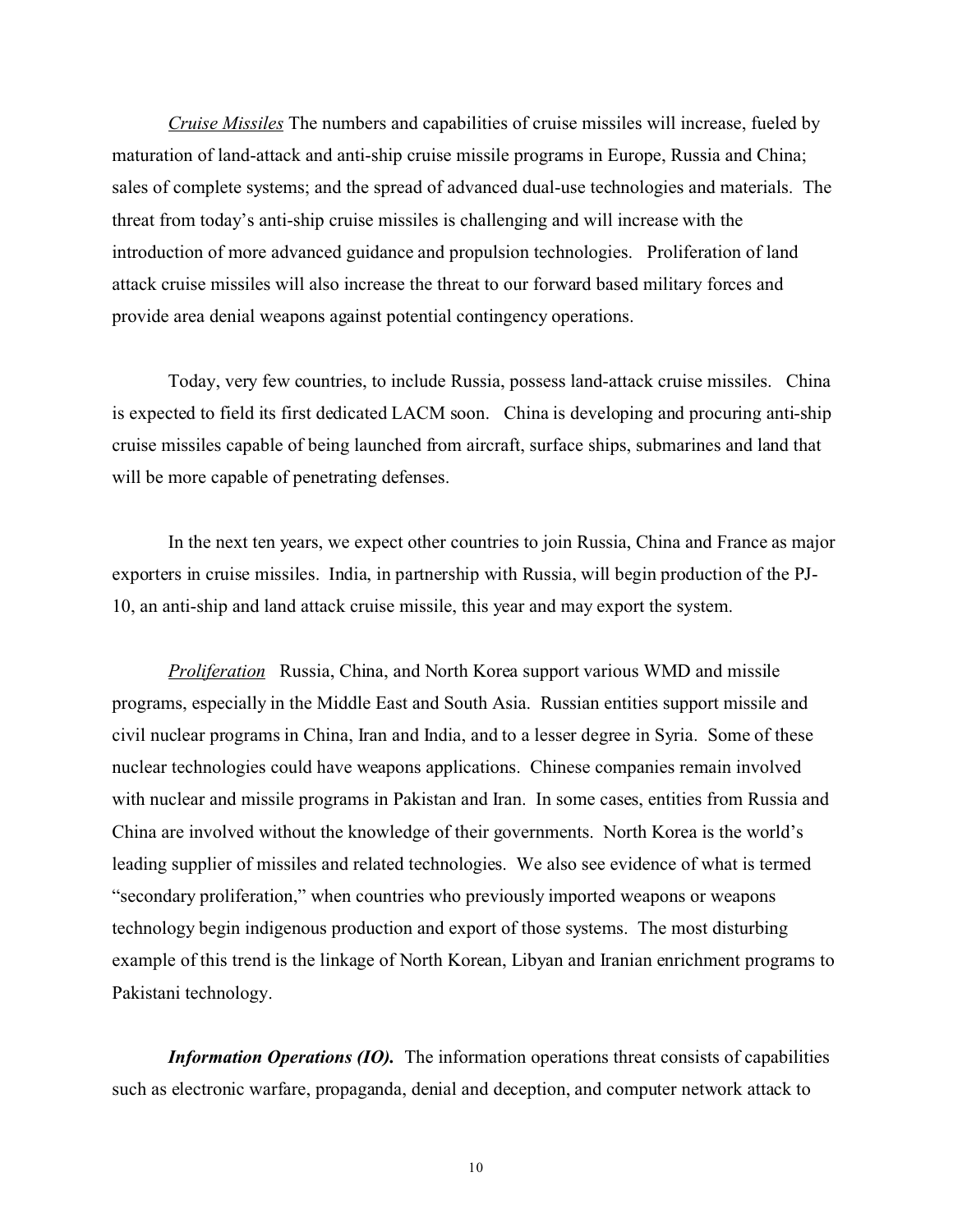*Cruise Missiles* The numbers and capabilities of cruise missiles will increase, fueled by maturation of land-attack and anti-ship cruise missile programs in Europe, Russia and China; sales of complete systems; and the spread of advanced dual-use technologies and materials. The threat from today's anti-ship cruise missiles is challenging and will increase with the introduction of more advanced guidance and propulsion technologies. Proliferation of land attack cruise missiles will also increase the threat to our forward based military forces and provide area denial weapons against potential contingency operations.

Today, very few countries, to include Russia, possess land-attack cruise missiles. China is expected to field its first dedicated LACM soon. China is developing and procuring anti-ship cruise missiles capable of being launched from aircraft, surface ships, submarines and land that will be more capable of penetrating defenses.

In the next ten years, we expect other countries to join Russia, China and France as major exporters in cruise missiles. India, in partnership with Russia, will begin production of the PJ-10, an anti-ship and land attack cruise missile, this year and may export the system.

*Proliferation* Russia, China, and North Korea support various WMD and missile programs, especially in the Middle East and South Asia. Russian entities support missile and civil nuclear programs in China, Iran and India, and to a lesser degree in Syria. Some of these nuclear technologies could have weapons applications. Chinese companies remain involved with nuclear and missile programs in Pakistan and Iran. In some cases, entities from Russia and China are involved without the knowledge of their governments. North Korea is the world's leading supplier of missiles and related technologies. We also see evidence of what is termed "secondary proliferation," when countries who previously imported weapons or weapons technology begin indigenous production and export of those systems. The most disturbing example of this trend is the linkage of North Korean, Libyan and Iranian enrichment programs to Pakistani technology.

***Information Operations (IO).*** The information operations threat consists of capabilities such as electronic warfare, propaganda, denial and deception, and computer network attack to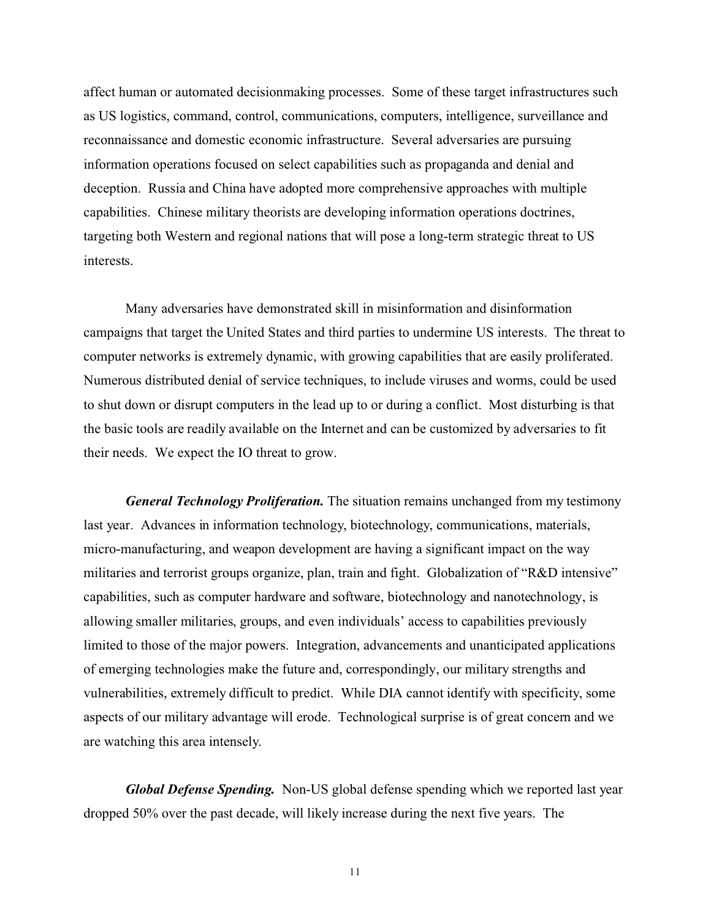affect human or automated decisionmaking processes. Some of these target infrastructures such as US logistics, command, control, communications, computers, intelligence, surveillance and reconnaissance and domestic economic infrastructure. Several adversaries are pursuing information operations focused on select capabilities such as propaganda and denial and deception. Russia and China have adopted more comprehensive approaches with multiple capabilities. Chinese military theorists are developing information operations doctrines, targeting both Western and regional nations that will pose a long-term strategic threat to US interests.

Many adversaries have demonstrated skill in misinformation and disinformation campaigns that target the United States and third parties to undermine US interests. The threat to computer networks is extremely dynamic, with growing capabilities that are easily proliferated. Numerous distributed denial of service techniques, to include viruses and worms, could be used to shut down or disrupt computers in the lead up to or during a conflict. Most disturbing is that the basic tools are readily available on the Internet and can be customized by adversaries to fit their needs. We expect the IO threat to grow.

***General Technology Proliferation.*** The situation remains unchanged from my testimony last year. Advances in information technology, biotechnology, communications, materials, micro-manufacturing, and weapon development are having a significant impact on the way militaries and terrorist groups organize, plan, train and fight. Globalization of "R&D intensive" capabilities, such as computer hardware and software, biotechnology and nanotechnology, is allowing smaller militaries, groups, and even individuals' access to capabilities previously limited to those of the major powers. Integration, advancements and unanticipated applications of emerging technologies make the future and, correspondingly, our military strengths and vulnerabilities, extremely difficult to predict. While DIA cannot identify with specificity, some aspects of our military advantage will erode. Technological surprise is of great concern and we are watching this area intensely.

***Global Defense Spending.*** Non-US global defense spending which we reported last year dropped 50% over the past decade, will likely increase during the next five years. The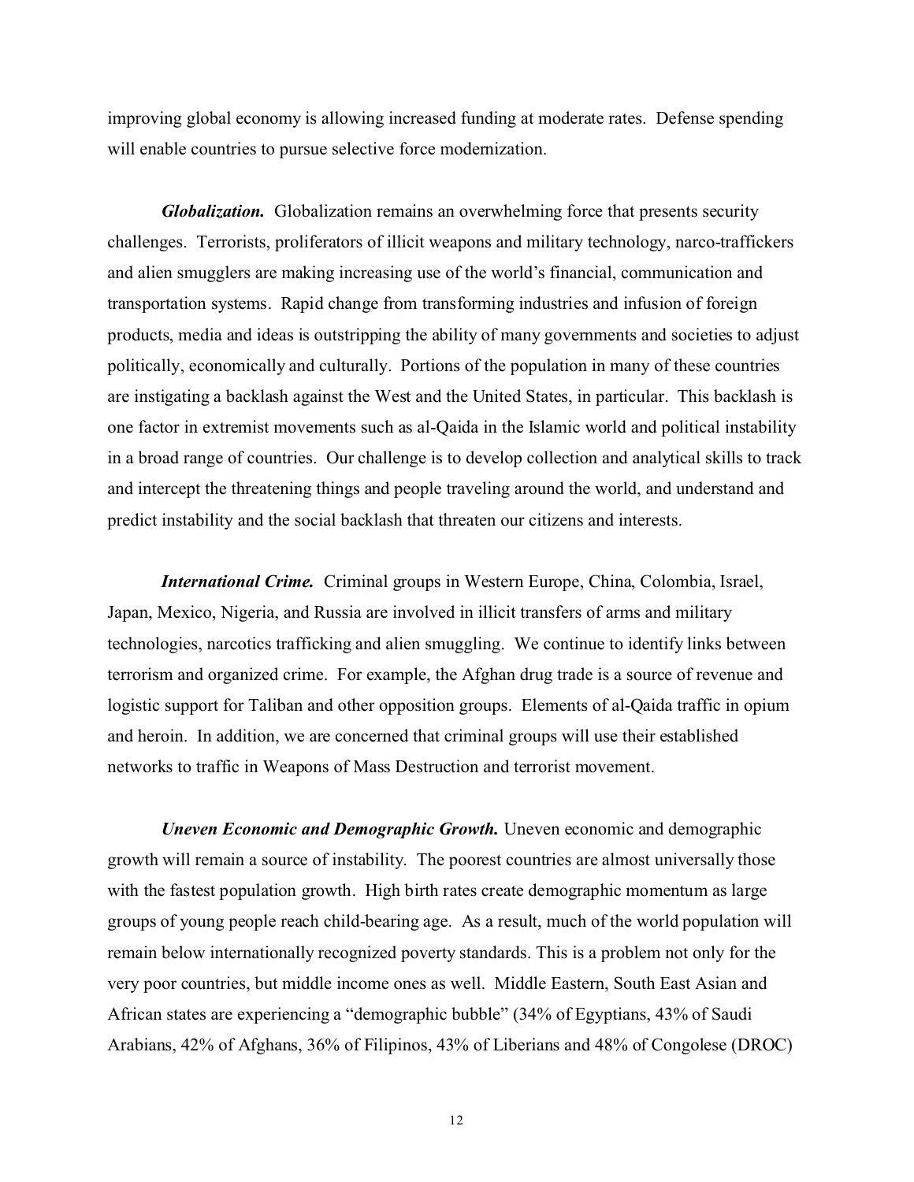improving global economy is allowing increased funding at moderate rates. Defense spending will enable countries to pursue selective force modernization.

***Globalization.*** Globalization remains an overwhelming force that presents security challenges. Terrorists, proliferators of illicit weapons and military technology, narco-traffickers and alien smugglers are making increasing use of the world's financial, communication and transportation systems. Rapid change from transforming industries and infusion of foreign products, media and ideas is outstripping the ability of many governments and societies to adjust politically, economically and culturally. Portions of the population in many of these countries are instigating a backlash against the West and the United States, in particular. This backlash is one factor in extremist movements such as al-Qaida in the Islamic world and political instability in a broad range of countries. Our challenge is to develop collection and analytical skills to track and intercept the threatening things and people traveling around the world, and understand and predict instability and the social backlash that threaten our citizens and interests.

***International Crime.*** Criminal groups in Western Europe, China, Colombia, Israel, Japan, Mexico, Nigeria, and Russia are involved in illicit transfers of arms and military technologies, narcotics trafficking and alien smuggling. We continue to identify links between terrorism and organized crime. For example, the Afghan drug trade is a source of revenue and logistic support for Taliban and other opposition groups. Elements of al-Qaida traffic in opium and heroin. In addition, we are concerned that criminal groups will use their established networks to traffic in Weapons of Mass Destruction and terrorist movement.

***Uneven Economic and Demographic Growth.*** Uneven economic and demographic growth will remain a source of instability. The poorest countries are almost universally those with the fastest population growth. High birth rates create demographic momentum as large groups of young people reach child-bearing age. As a result, much of the world population will remain below internationally recognized poverty standards. This is a problem not only for the very poor countries, but middle income ones as well. Middle Eastern, South East Asian and African states are experiencing a "demographic bubble" (34% of Egyptians, 43% of Saudi Arabians, 42% of Afghans, 36% of Filipinos, 43% of Liberians and 48% of Congolese (DROC)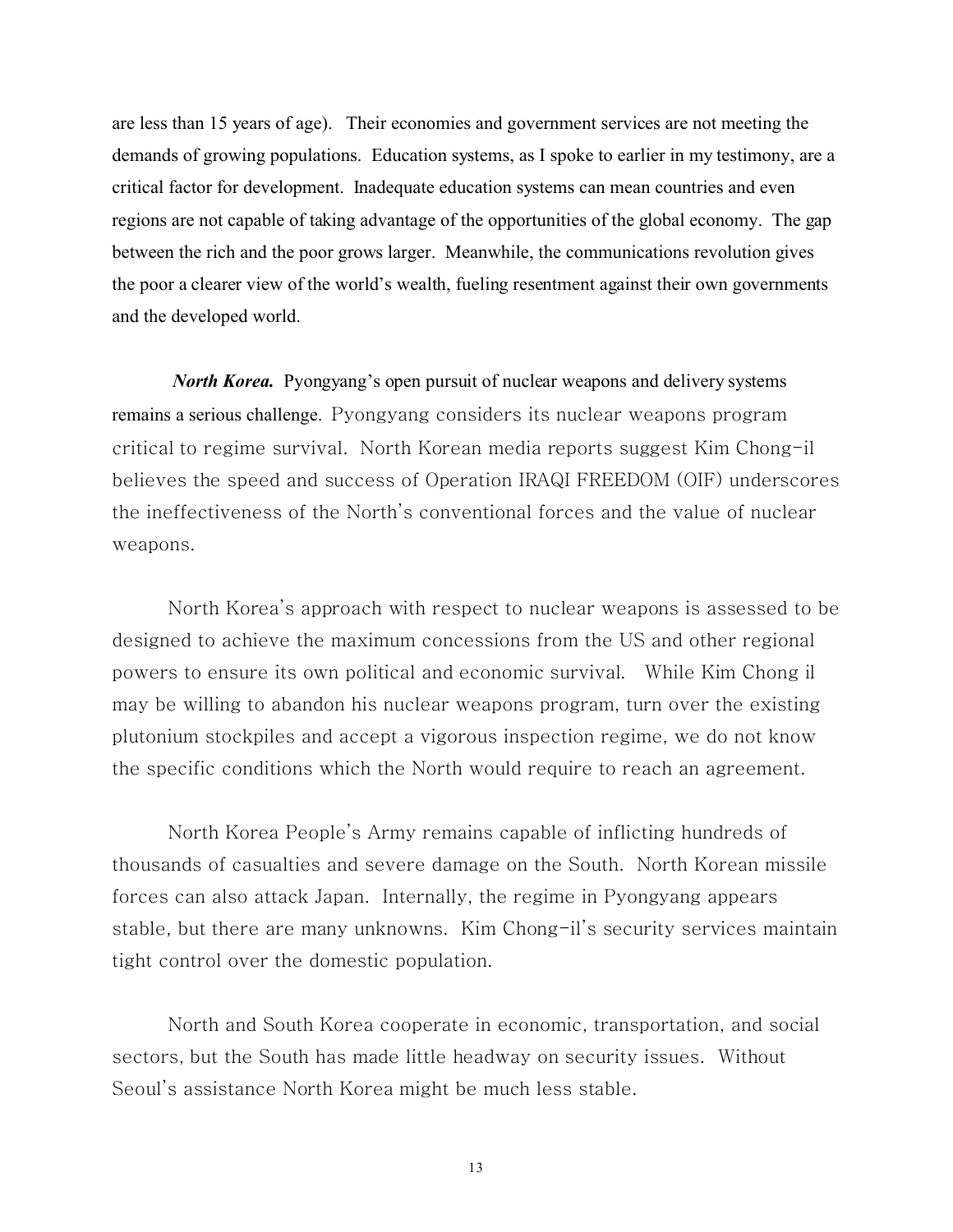are less than 15 years of age). Their economies and government services are not meeting the demands of growing populations. Education systems, as I spoke to earlier in my testimony, are a critical factor for development. Inadequate education systems can mean countries and even regions are not capable of taking advantage of the opportunities of the global economy. The gap between the rich and the poor grows larger. Meanwhile, the communications revolution gives the poor a clearer view of the world's wealth, fueling resentment against their own governments and the developed world.

***North Korea.*** Pyongyang's open pursuit of nuclear weapons and delivery systems remains a serious challenge. Pyongyang considers its nuclear weapons program critical to regime survival. North Korean media reports suggest Kim Chong-il believes the speed and success of Operation IRAQI FREEDOM (OIF) underscores the ineffectiveness of the North's conventional forces and the value of nuclear weapons.

North Korea's approach with respect to nuclear weapons is assessed to be designed to achieve the maximum concessions from the US and other regional powers to ensure its own political and economic survival. While Kim Chong il may be willing to abandon his nuclear weapons program, turn over the existing plutonium stockpiles and accept a vigorous inspection regime, we do not know the specific conditions which the North would require to reach an agreement.

North Korea People's Army remains capable of inflicting hundreds of thousands of casualties and severe damage on the South. North Korean missile forces can also attack Japan. Internally, the regime in Pyongyang appears stable, but there are many unknowns. Kim Chong-il's security services maintain tight control over the domestic population.

North and South Korea cooperate in economic, transportation, and social sectors, but the South has made little headway on security issues. Without Seoul's assistance North Korea might be much less stable.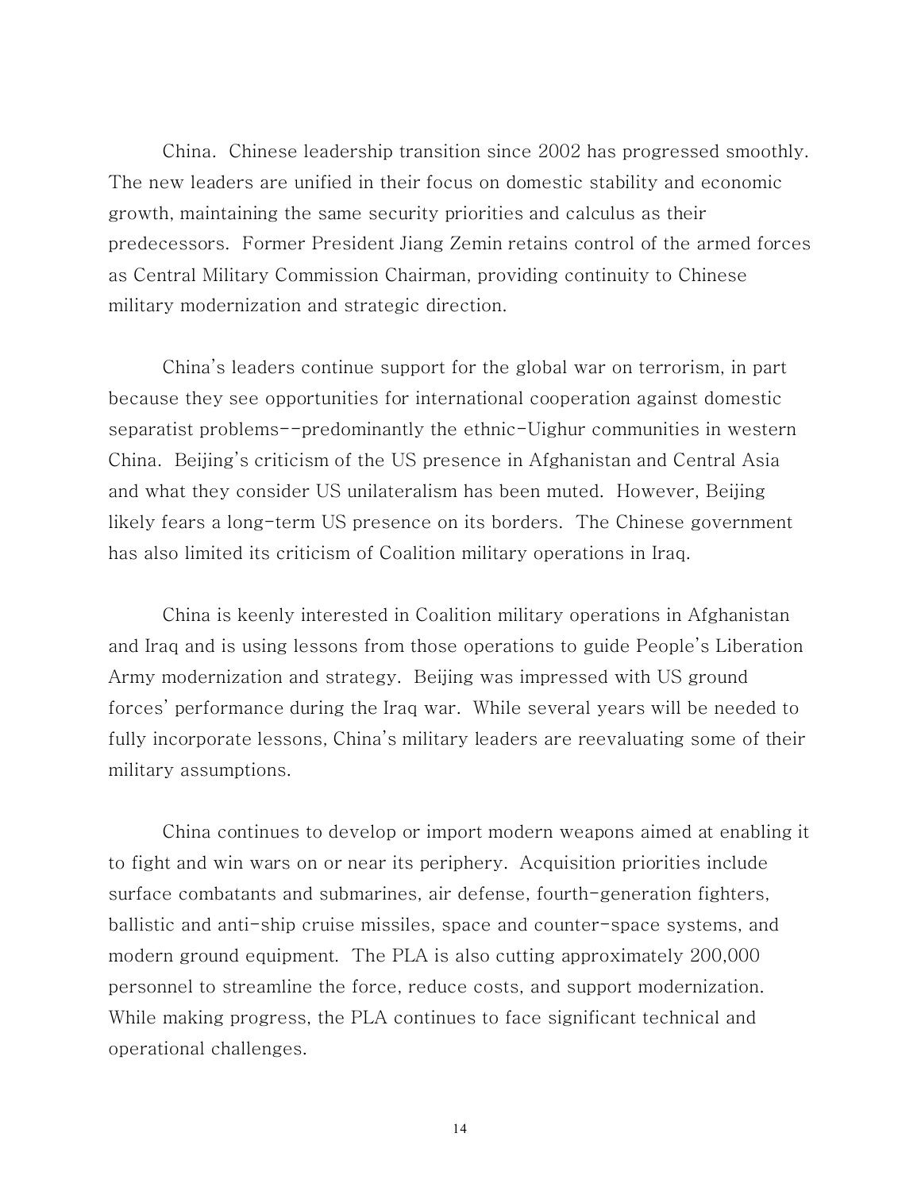China. Chinese leadership transition since 2002 has progressed smoothly. The new leaders are unified in their focus on domestic stability and economic growth, maintaining the same security priorities and calculus as their predecessors. Former President Jiang Zemin retains control of the armed forces as Central Military Commission Chairman, providing continuity to Chinese military modernization and strategic direction.

China's leaders continue support for the global war on terrorism, in part because they see opportunities for international cooperation against domestic separatist problems--predominantly the ethnic-Uighur communities in western China. Beijing's criticism of the US presence in Afghanistan and Central Asia and what they consider US unilateralism has been muted. However, Beijing likely fears a long-term US presence on its borders. The Chinese government has also limited its criticism of Coalition military operations in Iraq.

China is keenly interested in Coalition military operations in Afghanistan and Iraq and is using lessons from those operations to guide People's Liberation Army modernization and strategy. Beijing was impressed with US ground forces' performance during the Iraq war. While several years will be needed to fully incorporate lessons, China's military leaders are reevaluating some of their military assumptions.

China continues to develop or import modern weapons aimed at enabling it to fight and win wars on or near its periphery. Acquisition priorities include surface combatants and submarines, air defense, fourth-generation fighters, ballistic and anti-ship cruise missiles, space and counter-space systems, and modern ground equipment. The PLA is also cutting approximately 200,000 personnel to streamline the force, reduce costs, and support modernization. While making progress, the PLA continues to face significant technical and operational challenges.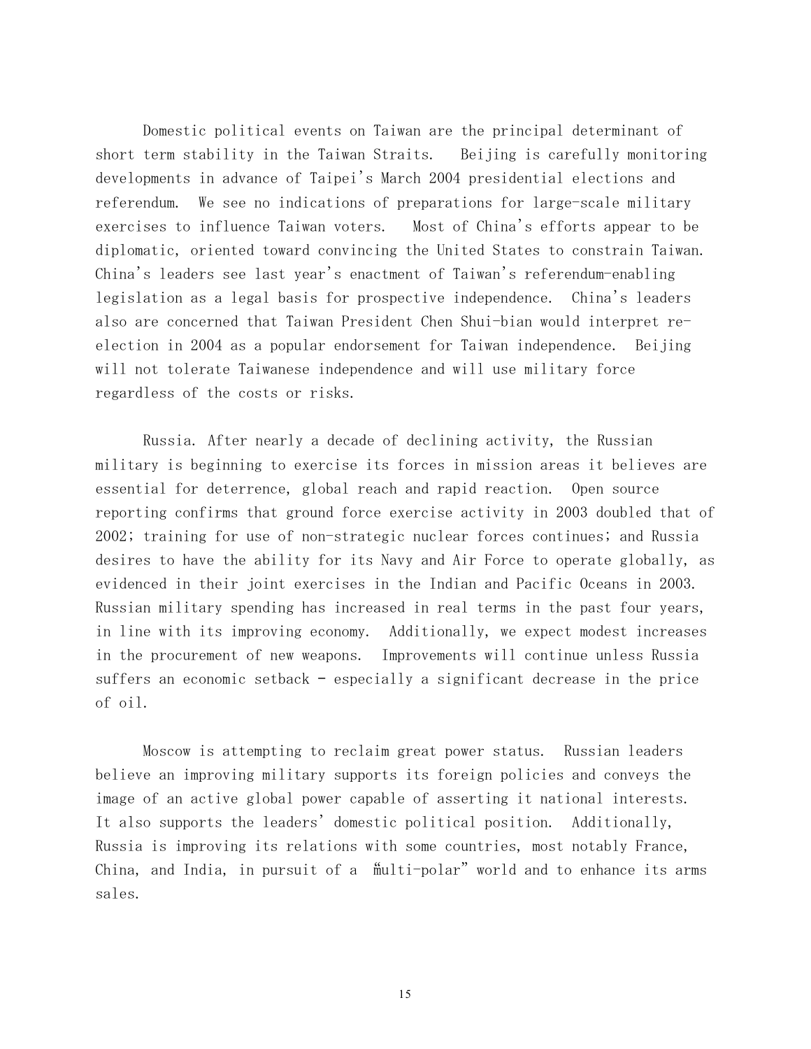Domestic political events on Taiwan are the principal determinant of short term stability in the Taiwan Straits. Beijing is carefully monitoring developments in advance of Taipei's March 2004 presidential elections and referendum. We see no indications of preparations for large-scale military exercises to influence Taiwan voters. Most of China's efforts appear to be diplomatic, oriented toward convincing the United States to constrain Taiwan. China's leaders see last year's enactment of Taiwan's referendum-enabling legislation as a legal basis for prospective independence. China's leaders also are concerned that Taiwan President Chen Shui-bian would interpret re-election in 2004 as a popular endorsement for Taiwan independence. Beijing will not tolerate Taiwanese independence and will use military force regardless of the costs or risks.

Russia. After nearly a decade of declining activity, the Russian military is beginning to exercise its forces in mission areas it believes are essential for deterrence, global reach and rapid reaction. Open source reporting confirms that ground force exercise activity in 2003 doubled that of 2002; training for use of non-strategic nuclear forces continues; and Russia desires to have the ability for its Navy and Air Force to operate globally, as evidenced in their joint exercises in the Indian and Pacific Oceans in 2003. Russian military spending has increased in real terms in the past four years, in line with its improving economy. Additionally, we expect modest increases in the procurement of new weapons. Improvements will continue unless Russia suffers an economic setback - especially a significant decrease in the price of oil.

Moscow is attempting to reclaim great power status. Russian leaders believe an improving military supports its foreign policies and conveys the image of an active global power capable of asserting it national interests. It also supports the leaders' domestic political position. Additionally, Russia is improving its relations with some countries, most notably France, China, and India, in pursuit of a "multi-polar" world and to enhance its arms sales.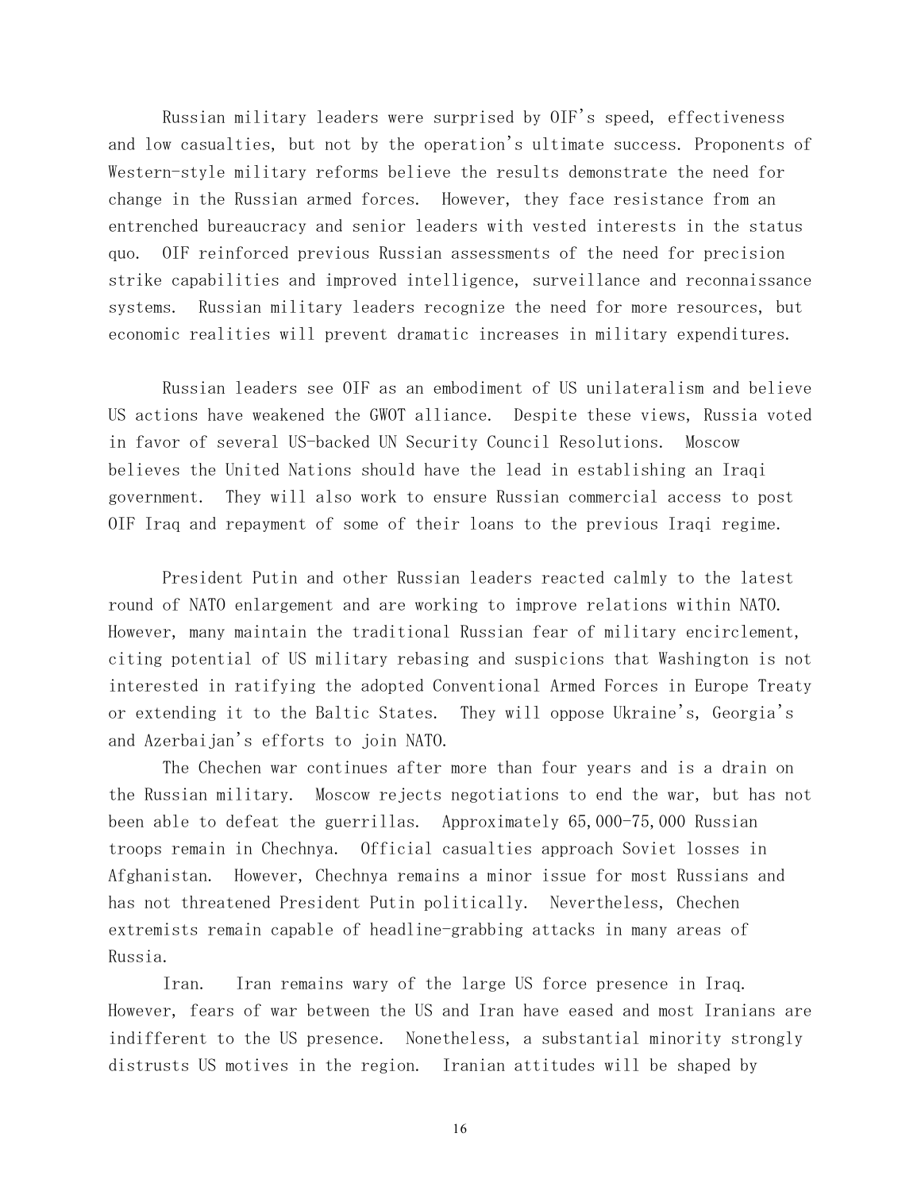Russian military leaders were surprised by OIF's speed, effectiveness and low casualties, but not by the operation's ultimate success. Proponents of Western-style military reforms believe the results demonstrate the need for change in the Russian armed forces. However, they face resistance from an entrenched bureaucracy and senior leaders with vested interests in the status quo. OIF reinforced previous Russian assessments of the need for precision strike capabilities and improved intelligence, surveillance and reconnaissance systems. Russian military leaders recognize the need for more resources, but economic realities will prevent dramatic increases in military expenditures.

Russian leaders see OIF as an embodiment of US unilateralism and believe US actions have weakened the GWOT alliance. Despite these views, Russia voted in favor of several US-backed UN Security Council Resolutions. Moscow believes the United Nations should have the lead in establishing an Iraqi government. They will also work to ensure Russian commercial access to post OIF Iraq and repayment of some of their loans to the previous Iraqi regime.

President Putin and other Russian leaders reacted calmly to the latest round of NATO enlargement and are working to improve relations within NATO. However, many maintain the traditional Russian fear of military encirclement, citing potential of US military rebasing and suspicions that Washington is not interested in ratifying the adopted Conventional Armed Forces in Europe Treaty or extending it to the Baltic States. They will oppose Ukraine's, Georgia's and Azerbaijan's efforts to join NATO.

The Chechen war continues after more than four years and is a drain on the Russian military. Moscow rejects negotiations to end the war, but has not been able to defeat the guerrillas. Approximately 65,000-75,000 Russian troops remain in Chechnya. Official casualties approach Soviet losses in Afghanistan. However, Chechnya remains a minor issue for most Russians and has not threatened President Putin politically. Nevertheless, Chechen extremists remain capable of headline-grabbing attacks in many areas of Russia.

Iran. Iran remains wary of the large US force presence in Iraq. However, fears of war between the US and Iran have eased and most Iranians are indifferent to the US presence. Nonetheless, a substantial minority strongly distrusts US motives in the region. Iranian attitudes will be shaped by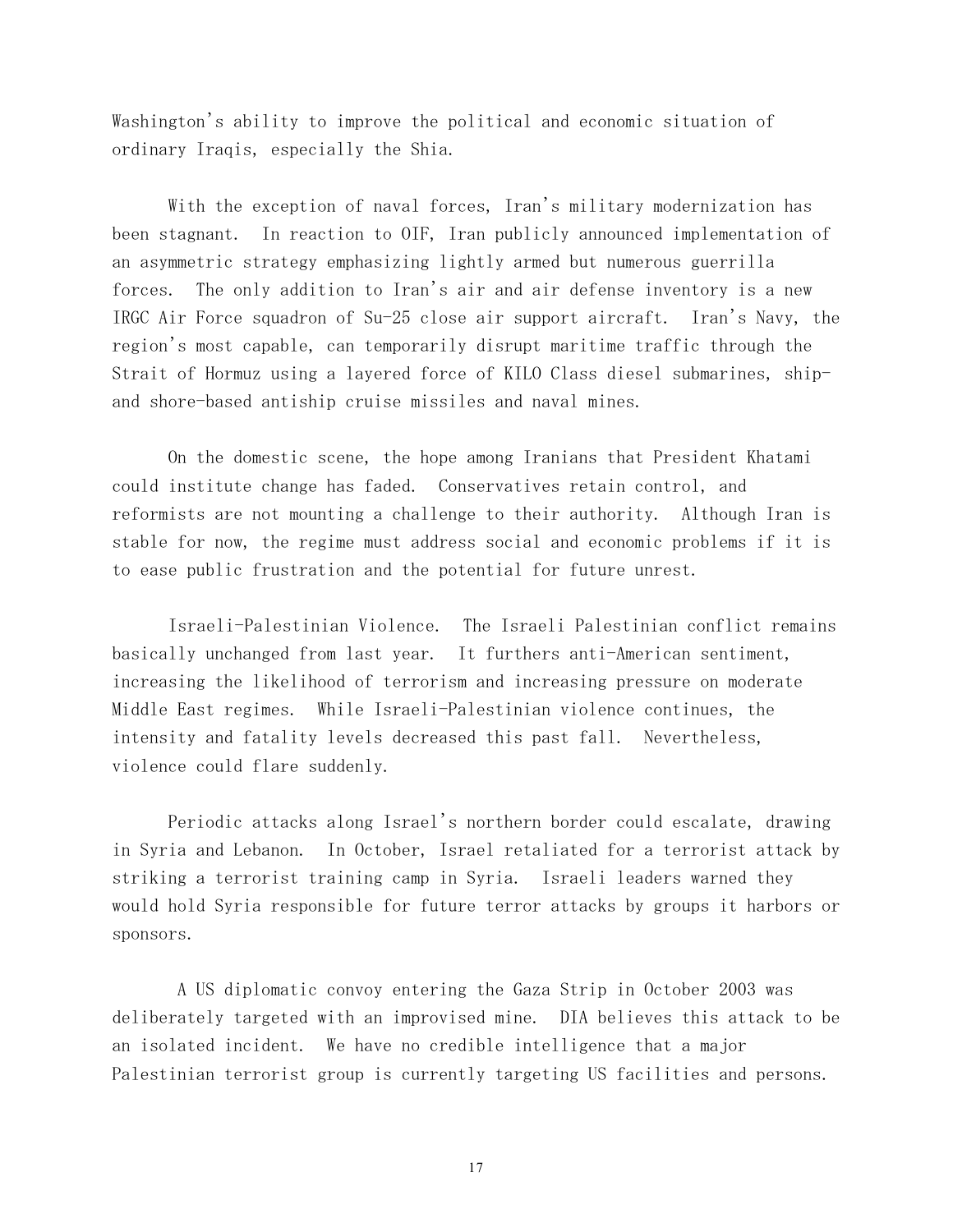Washington's ability to improve the political and economic situation of ordinary Iraqis, especially the Shia.

With the exception of naval forces, Iran's military modernization has been stagnant. In reaction to OIF, Iran publicly announced implementation of an asymmetric strategy emphasizing lightly armed but numerous guerrilla forces. The only addition to Iran's air and air defense inventory is a new IRGC Air Force squadron of Su-25 close air support aircraft. Iran's Navy, the region's most capable, can temporarily disrupt maritime traffic through the Strait of Hormuz using a layered force of KILO Class diesel submarines, ship- and shore-based antiship cruise missiles and naval mines.

On the domestic scene, the hope among Iranians that President Khatami could institute change has faded. Conservatives retain control, and reformists are not mounting a challenge to their authority. Although Iran is stable for now, the regime must address social and economic problems if it is to ease public frustration and the potential for future unrest.

Israeli-Palestinian Violence. The Israeli Palestinian conflict remains basically unchanged from last year. It furthers anti-American sentiment, increasing the likelihood of terrorism and increasing pressure on moderate Middle East regimes. While Israeli-Palestinian violence continues, the intensity and fatality levels decreased this past fall. Nevertheless, violence could flare suddenly.

Periodic attacks along Israel's northern border could escalate, drawing in Syria and Lebanon. In October, Israel retaliated for a terrorist attack by striking a terrorist training camp in Syria. Israeli leaders warned they would hold Syria responsible for future terror attacks by groups it harbors or sponsors.

A US diplomatic convoy entering the Gaza Strip in October 2003 was deliberately targeted with an improvised mine. DIA believes this attack to be an isolated incident. We have no credible intelligence that a major Palestinian terrorist group is currently targeting US facilities and persons.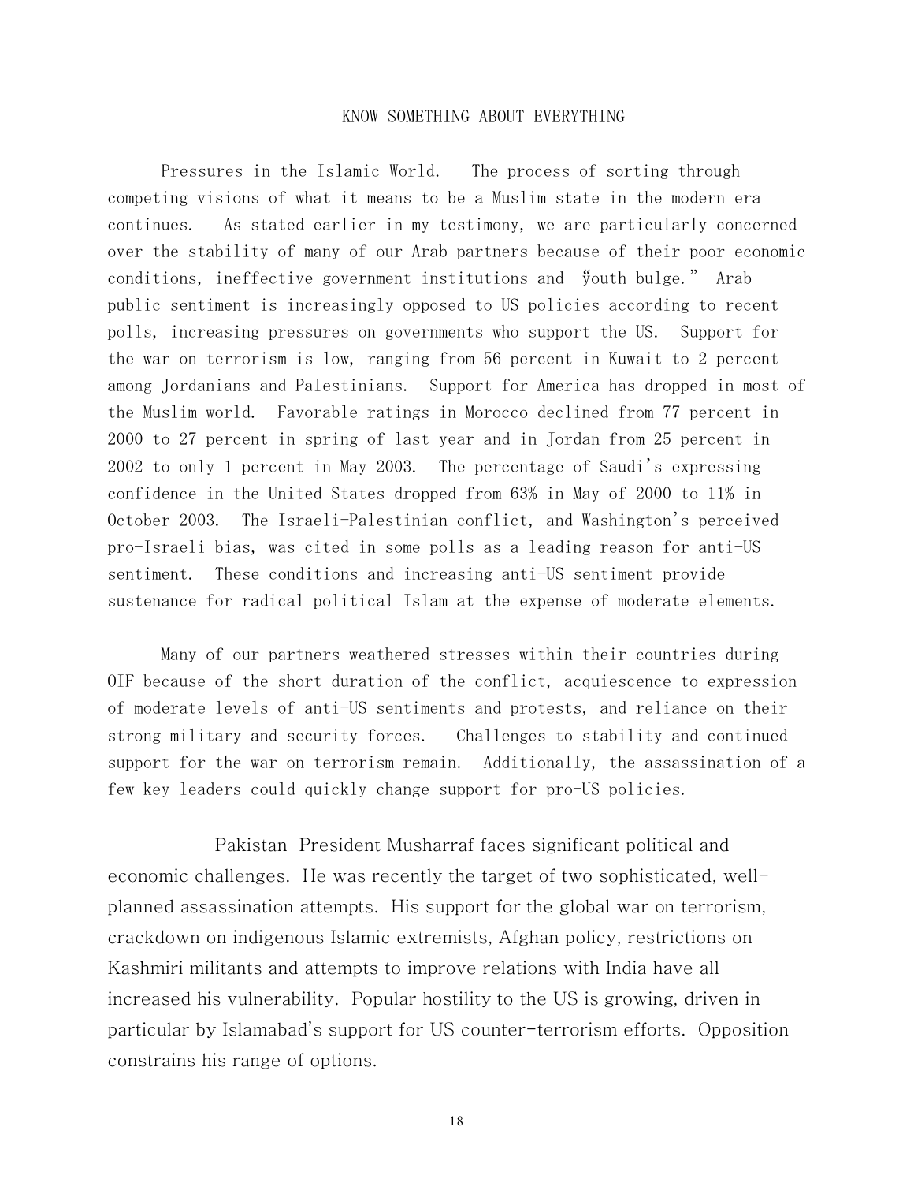## KNOW SOMETHING ABOUT EVERYTHING

Pressures in the Islamic World. The process of sorting through competing visions of what it means to be a Muslim state in the modern era continues. As stated earlier in my testimony, we are particularly concerned over the stability of many of our Arab partners because of their poor economic conditions, ineffective government institutions and "youth bulge." Arab public sentiment is increasingly opposed to US policies according to recent polls, increasing pressures on governments who support the US. Support for the war on terrorism is low, ranging from 56 percent in Kuwait to 2 percent among Jordanians and Palestinians. Support for America has dropped in most of the Muslim world. Favorable ratings in Morocco declined from 77 percent in 2000 to 27 percent in spring of last year and in Jordan from 25 percent in 2002 to only 1 percent in May 2003. The percentage of Saudi's expressing confidence in the United States dropped from 63% in May of 2000 to 11% in October 2003. The Israeli-Palestinian conflict, and Washington's perceived pro-Israeli bias, was cited in some polls as a leading reason for anti-US sentiment. These conditions and increasing anti-US sentiment provide sustenance for radical political Islam at the expense of moderate elements.

Many of our partners weathered stresses within their countries during OIF because of the short duration of the conflict, acquiescence to expression of moderate levels of anti-US sentiments and protests, and reliance on their strong military and security forces. Challenges to stability and continued support for the war on terrorism remain. Additionally, the assassination of a few key leaders could quickly change support for pro-US policies.

Pakistan President Musharraf faces significant political and economic challenges. He was recently the target of two sophisticated, well-planned assassination attempts. His support for the global war on terrorism, crackdown on indigenous Islamic extremists, Afghan policy, restrictions on Kashmiri militants and attempts to improve relations with India have all increased his vulnerability. Popular hostility to the US is growing, driven in particular by Islamabad's support for US counter-terrorism efforts. Opposition constrains his range of options.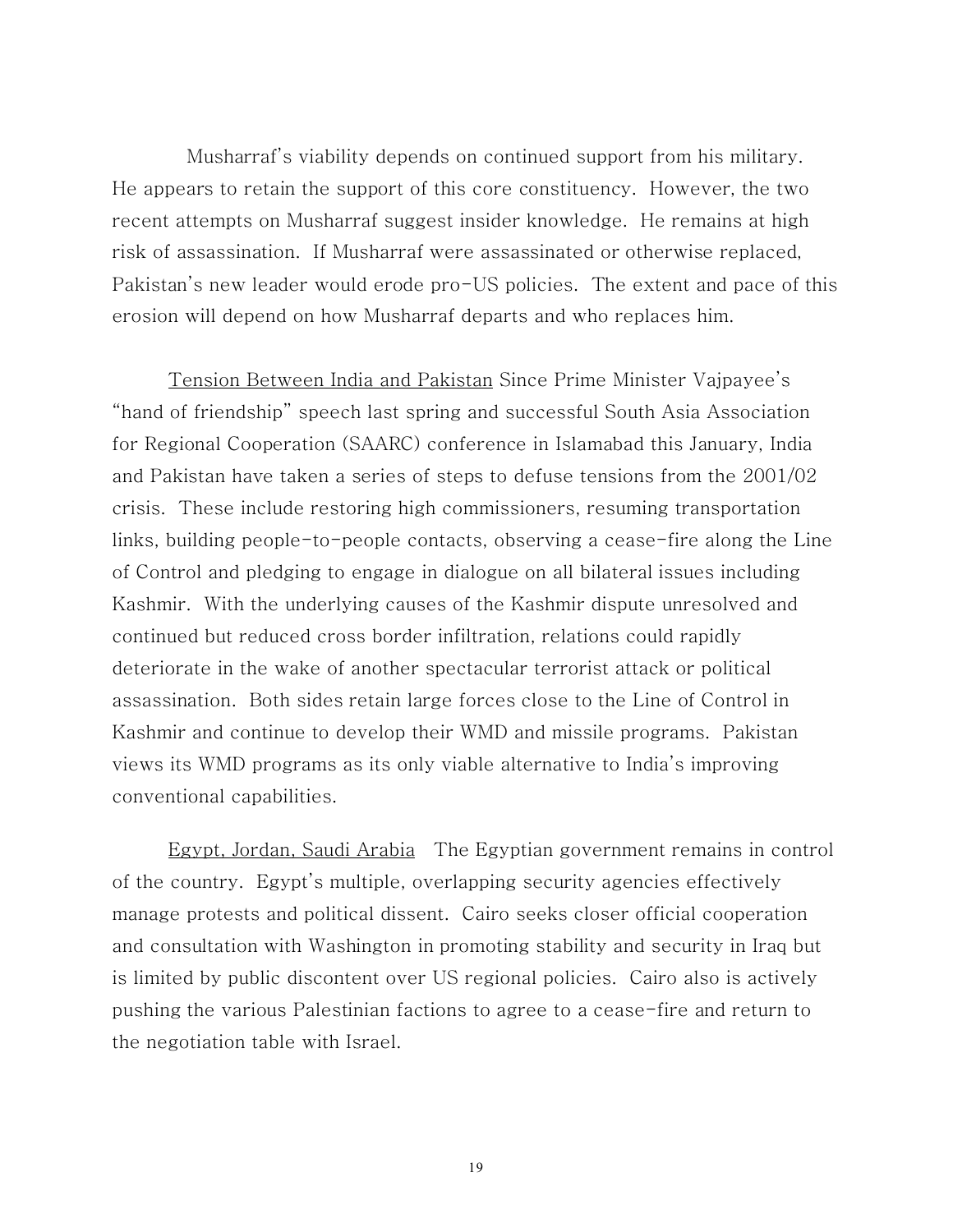Musharraf's viability depends on continued support from his military. He appears to retain the support of this core constituency. However, the two recent attempts on Musharraf suggest insider knowledge. He remains at high risk of assassination. If Musharraf were assassinated or otherwise replaced, Pakistan's new leader would erode pro-US policies. The extent and pace of this erosion will depend on how Musharraf departs and who replaces him.

<u>Tension Between India and Pakistan</u> Since Prime Minister Vajpayee's "hand of friendship" speech last spring and successful South Asia Association for Regional Cooperation (SAARC) conference in Islamabad this January, India and Pakistan have taken a series of steps to defuse tensions from the 2001/02 crisis. These include restoring high commissioners, resuming transportation links, building people-to-people contacts, observing a cease-fire along the Line of Control and pledging to engage in dialogue on all bilateral issues including Kashmir. With the underlying causes of the Kashmir dispute unresolved and continued but reduced cross border infiltration, relations could rapidly deteriorate in the wake of another spectacular terrorist attack or political assassination. Both sides retain large forces close to the Line of Control in Kashmir and continue to develop their WMD and missile programs. Pakistan views its WMD programs as its only viable alternative to India's improving conventional capabilities.

<u>Egypt, Jordan, Saudi Arabia</u> The Egyptian government remains in control of the country. Egypt's multiple, overlapping security agencies effectively manage protests and political dissent. Cairo seeks closer official cooperation and consultation with Washington in promoting stability and security in Iraq but is limited by public discontent over US regional policies. Cairo also is actively pushing the various Palestinian factions to agree to a cease-fire and return to the negotiation table with Israel.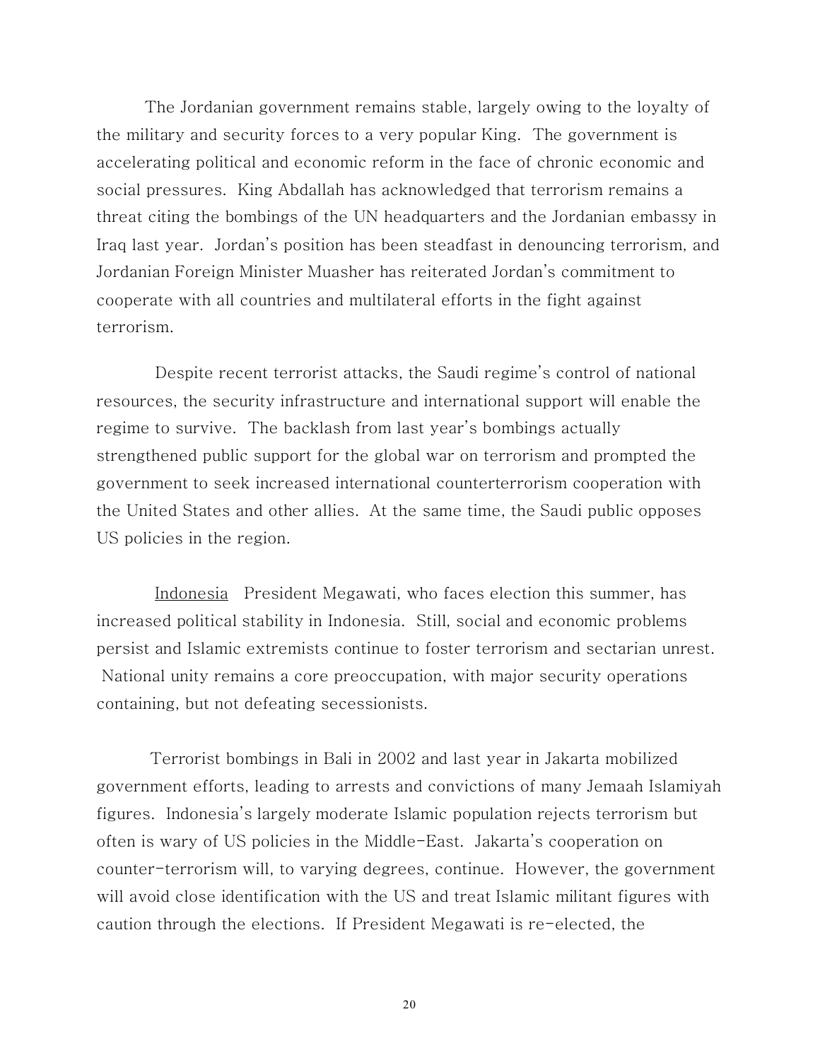The Jordanian government remains stable, largely owing to the loyalty of the military and security forces to a very popular King. The government is accelerating political and economic reform in the face of chronic economic and social pressures. King Abdallah has acknowledged that terrorism remains a threat citing the bombings of the UN headquarters and the Jordanian embassy in Iraq last year. Jordan's position has been steadfast in denouncing terrorism, and Jordanian Foreign Minister Muasher has reiterated Jordan's commitment to cooperate with all countries and multilateral efforts in the fight against terrorism.

Despite recent terrorist attacks, the Saudi regime's control of national resources, the security infrastructure and international support will enable the regime to survive. The backlash from last year's bombings actually strengthened public support for the global war on terrorism and prompted the government to seek increased international counterterrorism cooperation with the United States and other allies. At the same time, the Saudi public opposes US policies in the region.

<u>Indonesia</u> President Megawati, who faces election this summer, has increased political stability in Indonesia. Still, social and economic problems persist and Islamic extremists continue to foster terrorism and sectarian unrest. National unity remains a core preoccupation, with major security operations containing, but not defeating secessionists.

Terrorist bombings in Bali in 2002 and last year in Jakarta mobilized government efforts, leading to arrests and convictions of many Jemaah Islamiyah figures. Indonesia's largely moderate Islamic population rejects terrorism but often is wary of US policies in the Middle-East. Jakarta's cooperation on counter-terrorism will, to varying degrees, continue. However, the government will avoid close identification with the US and treat Islamic militant figures with caution through the elections. If President Megawati is re-elected, the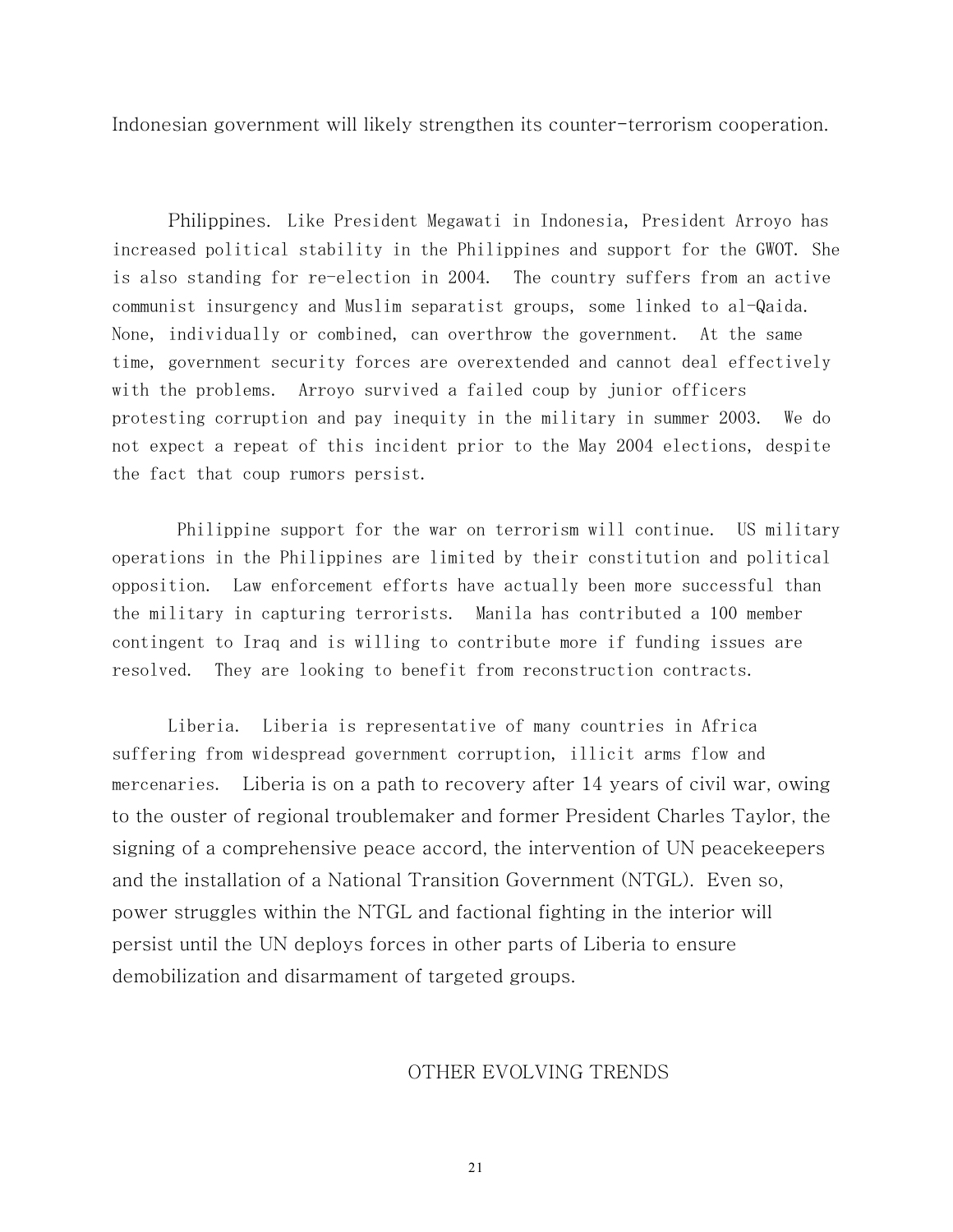Indonesian government will likely strengthen its counter-terrorism cooperation.

Philippines. Like President Megawati in Indonesia, President Arroyo has increased political stability in the Philippines and support for the GWOT. She is also standing for re-election in 2004. The country suffers from an active communist insurgency and Muslim separatist groups, some linked to al-Qaida. None, individually or combined, can overthrow the government. At the same time, government security forces are overextended and cannot deal effectively with the problems. Arroyo survived a failed coup by junior officers protesting corruption and pay inequity in the military in summer 2003. We do not expect a repeat of this incident prior to the May 2004 elections, despite the fact that coup rumors persist.

Philippine support for the war on terrorism will continue. US military operations in the Philippines are limited by their constitution and political opposition. Law enforcement efforts have actually been more successful than the military in capturing terrorists. Manila has contributed a 100 member contingent to Iraq and is willing to contribute more if funding issues are resolved. They are looking to benefit from reconstruction contracts.

Liberia. Liberia is representative of many countries in Africa suffering from widespread government corruption, illicit arms flow and mercenaries. Liberia is on a path to recovery after 14 years of civil war, owing to the ouster of regional troublemaker and former President Charles Taylor, the signing of a comprehensive peace accord, the intervention of UN peacekeepers and the installation of a National Transition Government (NTGL). Even so, power struggles within the NTGL and factional fighting in the interior will persist until the UN deploys forces in other parts of Liberia to ensure demobilization and disarmament of targeted groups.

## OTHER EVOLVING TRENDS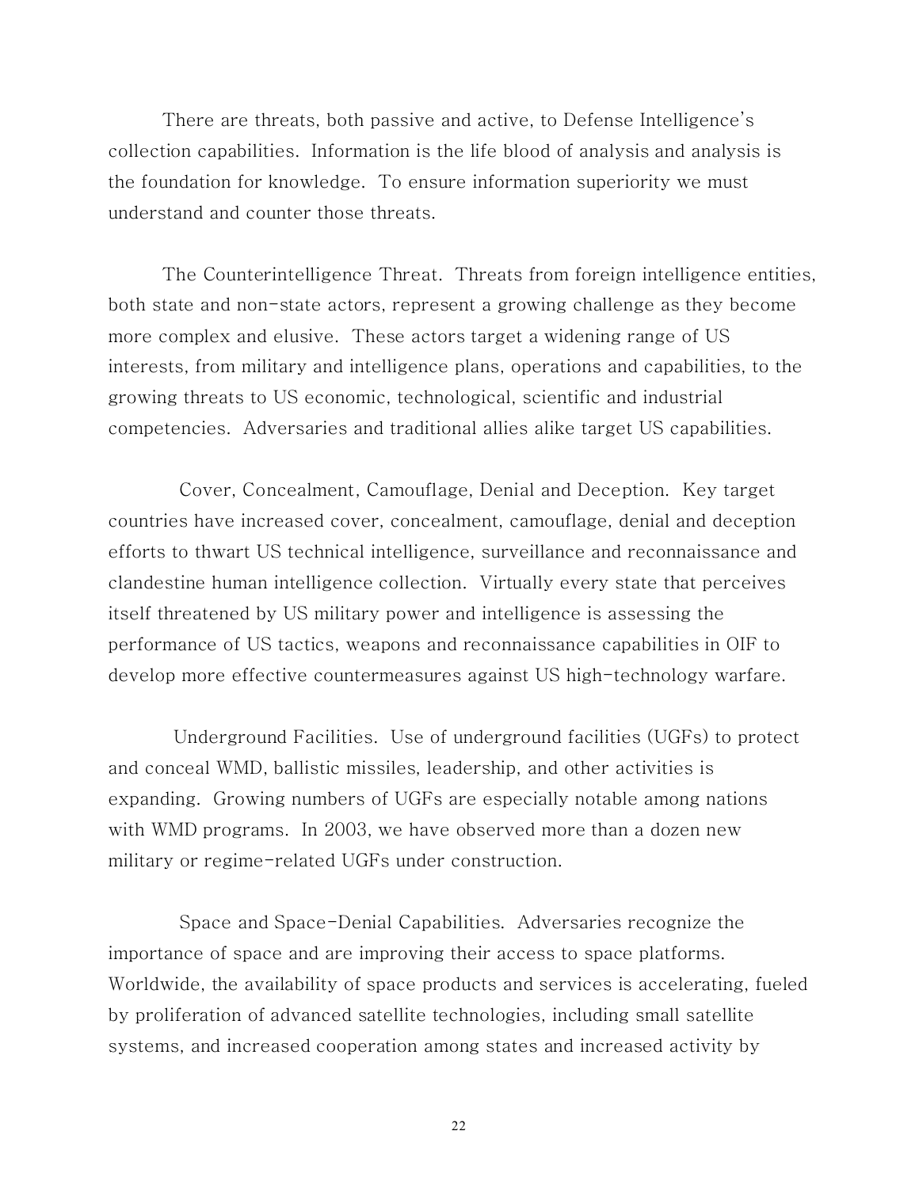There are threats, both passive and active, to Defense Intelligence's collection capabilities. Information is the life blood of analysis and analysis is the foundation for knowledge. To ensure information superiority we must understand and counter those threats.

The Counterintelligence Threat. Threats from foreign intelligence entities, both state and non-state actors, represent a growing challenge as they become more complex and elusive. These actors target a widening range of US interests, from military and intelligence plans, operations and capabilities, to the growing threats to US economic, technological, scientific and industrial competencies. Adversaries and traditional allies alike target US capabilities.

Cover, Concealment, Camouflage, Denial and Deception. Key target countries have increased cover, concealment, camouflage, denial and deception efforts to thwart US technical intelligence, surveillance and reconnaissance and clandestine human intelligence collection. Virtually every state that perceives itself threatened by US military power and intelligence is assessing the performance of US tactics, weapons and reconnaissance capabilities in OIF to develop more effective countermeasures against US high-technology warfare.

Underground Facilities. Use of underground facilities (UGFs) to protect and conceal WMD, ballistic missiles, leadership, and other activities is expanding. Growing numbers of UGFs are especially notable among nations with WMD programs. In 2003, we have observed more than a dozen new military or regime-related UGFs under construction.

Space and Space-Denial Capabilities. Adversaries recognize the importance of space and are improving their access to space platforms. Worldwide, the availability of space products and services is accelerating, fueled by proliferation of advanced satellite technologies, including small satellite systems, and increased cooperation among states and increased activity by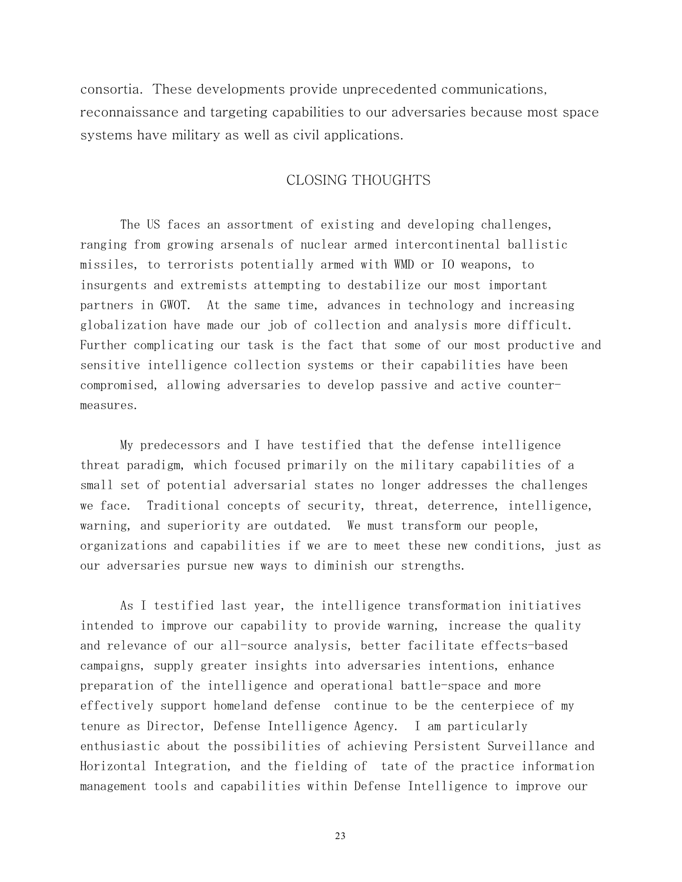consortia. These developments provide unprecedented communications, reconnaissance and targeting capabilities to our adversaries because most space systems have military as well as civil applications.

## CLOSING THOUGHTS

The US faces an assortment of existing and developing challenges, ranging from growing arsenals of nuclear armed intercontinental ballistic missiles, to terrorists potentially armed with WMD or IO weapons, to insurgents and extremists attempting to destabilize our most important partners in GWOT. At the same time, advances in technology and increasing globalization have made our job of collection and analysis more difficult. Further complicating our task is the fact that some of our most productive and sensitive intelligence collection systems or their capabilities have been compromised, allowing adversaries to develop passive and active counter-measures.

My predecessors and I have testified that the defense intelligence threat paradigm, which focused primarily on the military capabilities of a small set of potential adversarial states no longer addresses the challenges we face. Traditional concepts of security, threat, deterrence, intelligence, warning, and superiority are outdated. We must transform our people, organizations and capabilities if we are to meet these new conditions, just as our adversaries pursue new ways to diminish our strengths.

As I testified last year, the intelligence transformation initiatives intended to improve our capability to provide warning, increase the quality and relevance of our all-source analysis, better facilitate effects-based campaigns, supply greater insights into adversaries intentions, enhance preparation of the intelligence and operational battle-space and more effectively support homeland defense continue to be the centerpiece of my tenure as Director, Defense Intelligence Agency. I am particularly enthusiastic about the possibilities of achieving Persistent Surveillance and Horizontal Integration, and the fielding of tate of the practice information management tools and capabilities within Defense Intelligence to improve our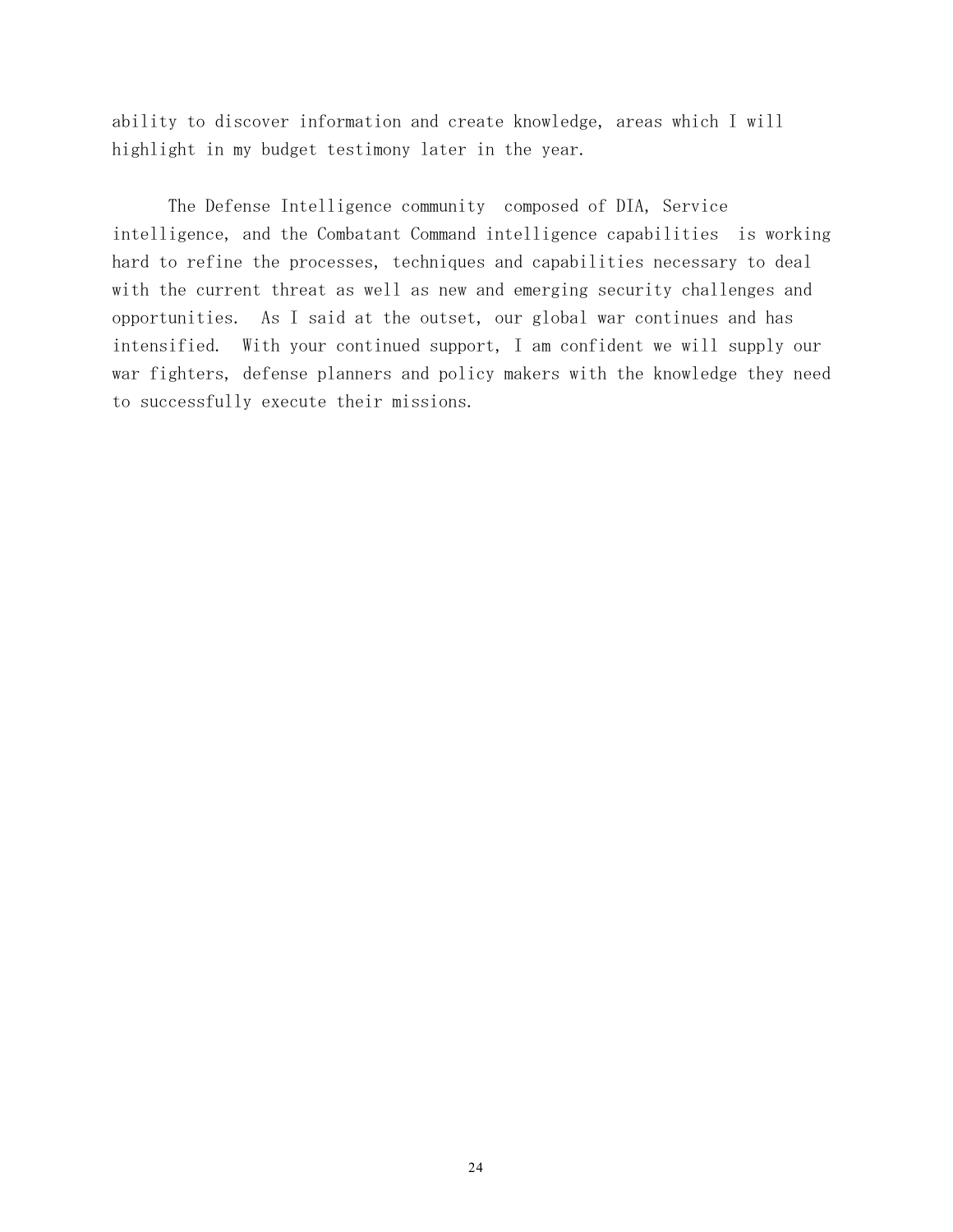ability to discover information and create knowledge, areas which I will highlight in my budget testimony later in the year.

The Defense Intelligence community composed of DIA, Service intelligence, and the Combatant Command intelligence capabilities is working hard to refine the processes, techniques and capabilities necessary to deal with the current threat as well as new and emerging security challenges and opportunities. As I said at the outset, our global war continues and has intensified. With your continued support, I am confident we will supply our war fighters, defense planners and policy makers with the knowledge they need to successfully execute their missions.